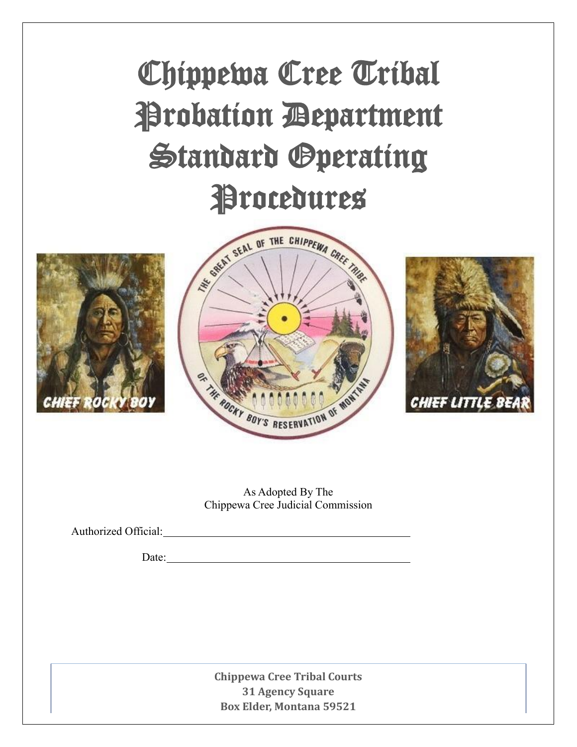# Chippewa Cree Tribal Probation Department Standard Operating Procedures

As Adopted By The
Chippewa Cree Judicial Commission

Authorized Official:\_\_\_\_\_\_\_\_\_\_\_\_\_\_\_\_\_\_\_\_\_\_\_\_\_\_\_\_\_\_\_\_\_\_\_\_

Date:\_\_\_\_\_\_\_\_\_\_\_\_\_\_\_\_\_\_\_\_\_\_\_\_\_\_\_\_\_\_\_\_\_\_\_\_

**Chippewa Cree Tribal Courts**
**31 Agency Square**
**Box Elder, Montana 59521**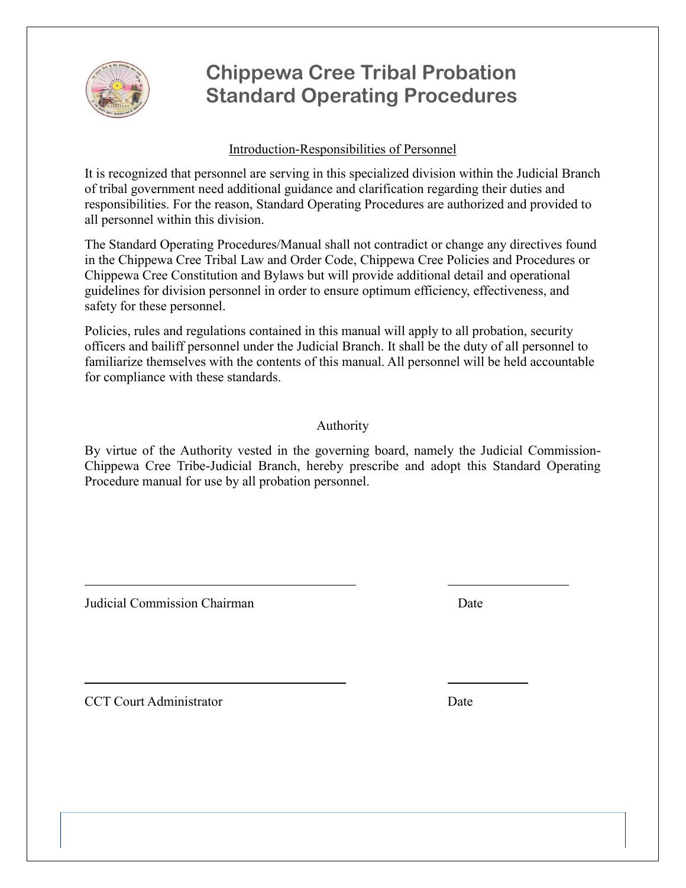# Chippewa Cree Tribal Probation Standard Operating Procedures

<u>Introduction-Responsibilities of Personnel</u>

It is recognized that personnel are serving in this specialized division within the Judicial Branch of tribal government need additional guidance and clarification regarding their duties and responsibilities. For the reason, Standard Operating Procedures are authorized and provided to all personnel within this division.

The Standard Operating Procedures/Manual shall not contradict or change any directives found in the Chippewa Cree Tribal Law and Order Code, Chippewa Cree Policies and Procedures or Chippewa Cree Constitution and Bylaws but will provide additional detail and operational guidelines for division personnel in order to ensure optimum efficiency, effectiveness, and safety for these personnel.

Policies, rules and regulations contained in this manual will apply to all probation, security officers and bailiff personnel under the Judicial Branch. It shall be the duty of all personnel to familiarize themselves with the contents of this manual. All personnel will be held accountable for compliance with these standards.

Authority

By virtue of the Authority vested in the governing board, namely the Judicial Commission-Chippewa Cree Tribe-Judicial Branch, hereby prescribe and adopt this Standard Operating Procedure manual for use by all probation personnel.

\_\_\_\_\_\_\_\_\_\_\_\_\_\_\_\_\_\_\_\_\_\_\_\_\_\_\_\_\_\_\_\_\_\_\_\_ \_\_\_\_\_\_\_\_\_\_\_\_\_\_\_\_

Judicial Commission Chairman Date

\_\_\_\_\_\_\_\_\_\_\_\_\_\_\_\_\_\_\_\_\_\_\_\_\_\_\_\_\_\_\_\_\_\_\_\_ \_\_\_\_\_\_\_\_\_\_\_

CCT Court Administrator Date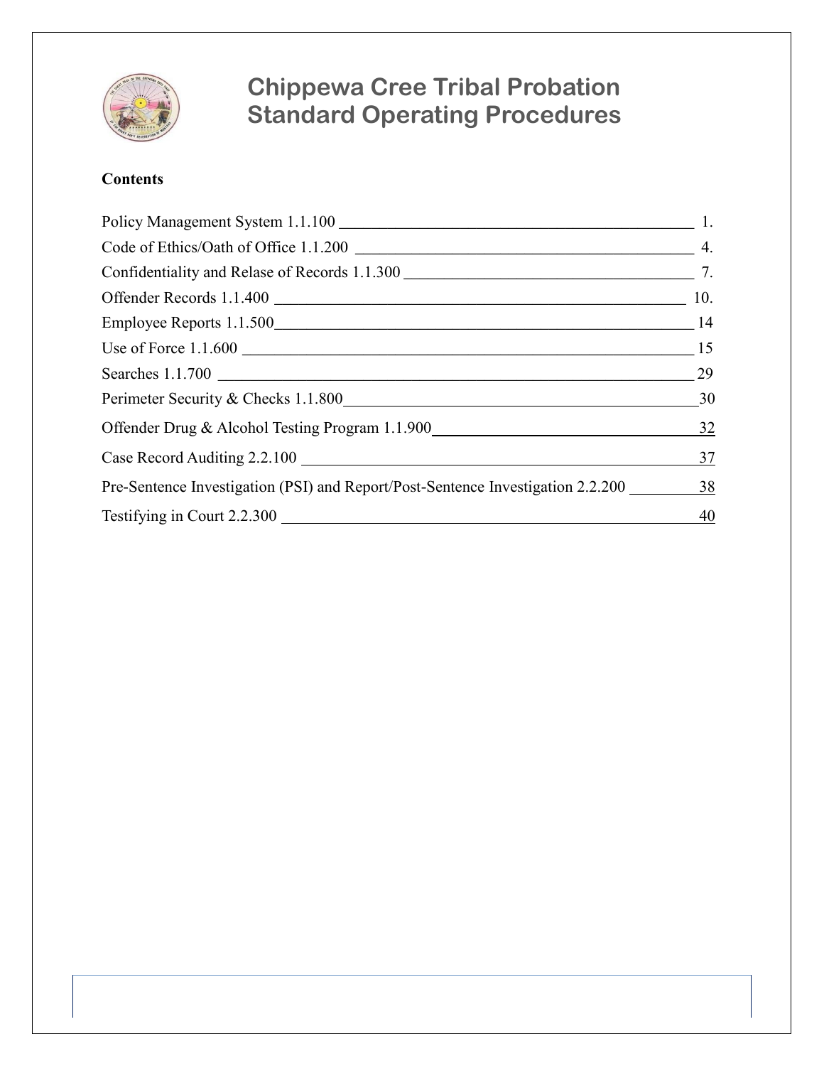# Chippewa Cree Tribal Probation Standard Operating Procedures

**Contents**

| | |
|---|---|
| Policy Management System 1.1.100 | 1. |
| Code of Ethics/Oath of Office 1.1.200 | 4. |
| Confidentiality and Relase of Records 1.1.300 | 7. |
| Offender Records 1.1.400 | 10. |
| Employee Reports 1.1.500 | 14 |
| Use of Force 1.1.600 | 15 |
| Searches 1.1.700 | 29 |
| Perimeter Security & Checks 1.1.800 | 30 |
| Offender Drug & Alcohol Testing Program 1.1.900 | 32 |
| Case Record Auditing 2.2.100 | 37 |
| Pre-Sentence Investigation (PSI) and Report/Post-Sentence Investigation 2.2.200 | 38 |
| Testifying in Court 2.2.300 | 40 |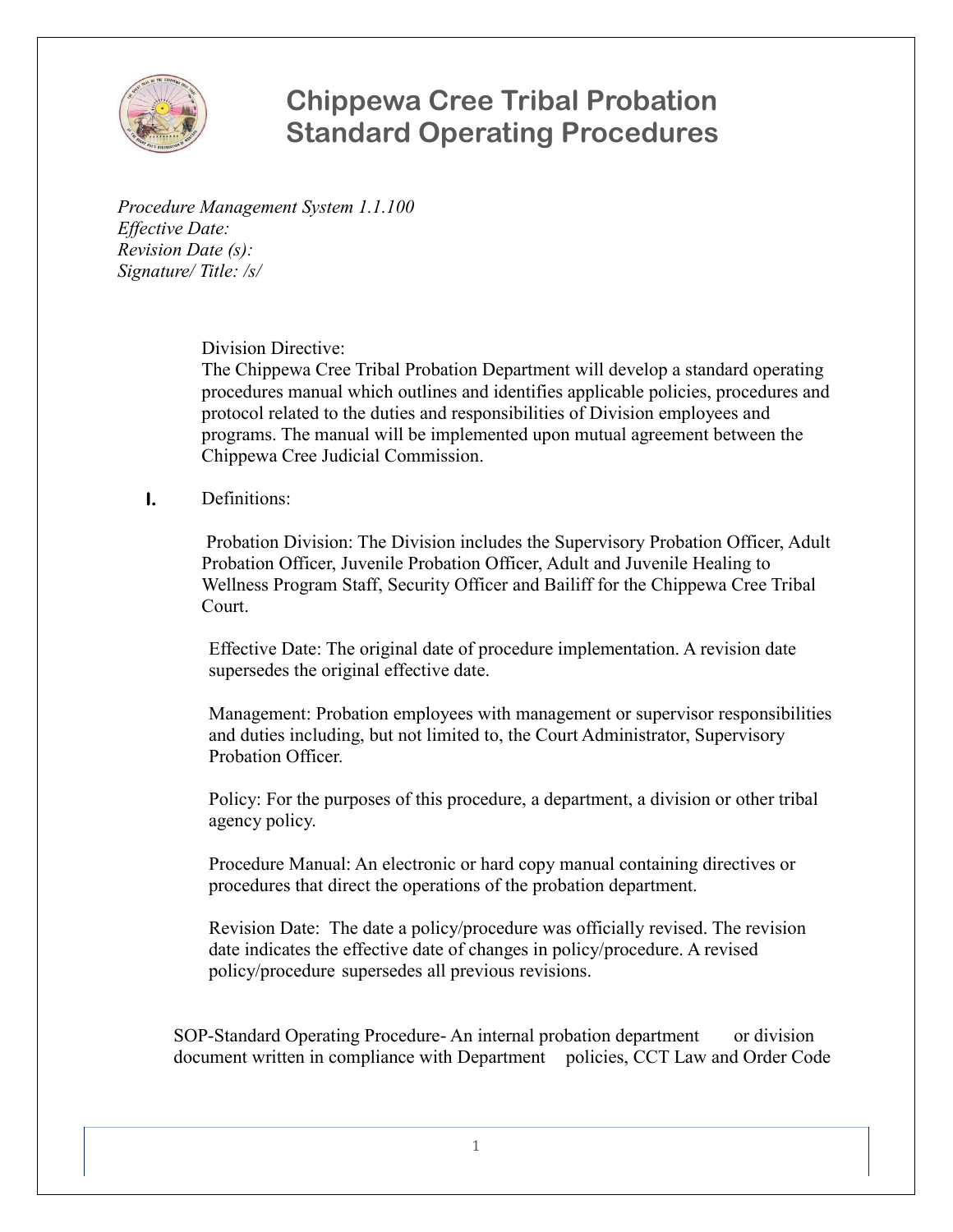# Chippewa Cree Tribal Probation Standard Operating Procedures

*Procedure Management System 1.1.100*
*Effective Date:*
*Revision Date (s):*
*Signature/ Title: /s/*

Division Directive:
The Chippewa Cree Tribal Probation Department will develop a standard operating procedures manual which outlines and identifies applicable policies, procedures and protocol related to the duties and responsibilities of Division employees and programs. The manual will be implemented upon mutual agreement between the Chippewa Cree Judicial Commission.

**I.** Definitions:

Probation Division: The Division includes the Supervisory Probation Officer, Adult Probation Officer, Juvenile Probation Officer, Adult and Juvenile Healing to Wellness Program Staff, Security Officer and Bailiff for the Chippewa Cree Tribal Court.

Effective Date: The original date of procedure implementation. A revision date supersedes the original effective date.

Management: Probation employees with management or supervisor responsibilities and duties including, but not limited to, the Court Administrator, Supervisory Probation Officer.

Policy: For the purposes of this procedure, a department, a division or other tribal agency policy.

Procedure Manual: An electronic or hard copy manual containing directives or procedures that direct the operations of the probation department.

Revision Date: The date a policy/procedure was officially revised. The revision date indicates the effective date of changes in policy/procedure. A revised policy/procedure supersedes all previous revisions.

SOP-Standard Operating Procedure- An internal probation department or division document written in compliance with Department policies, CCT Law and Order Code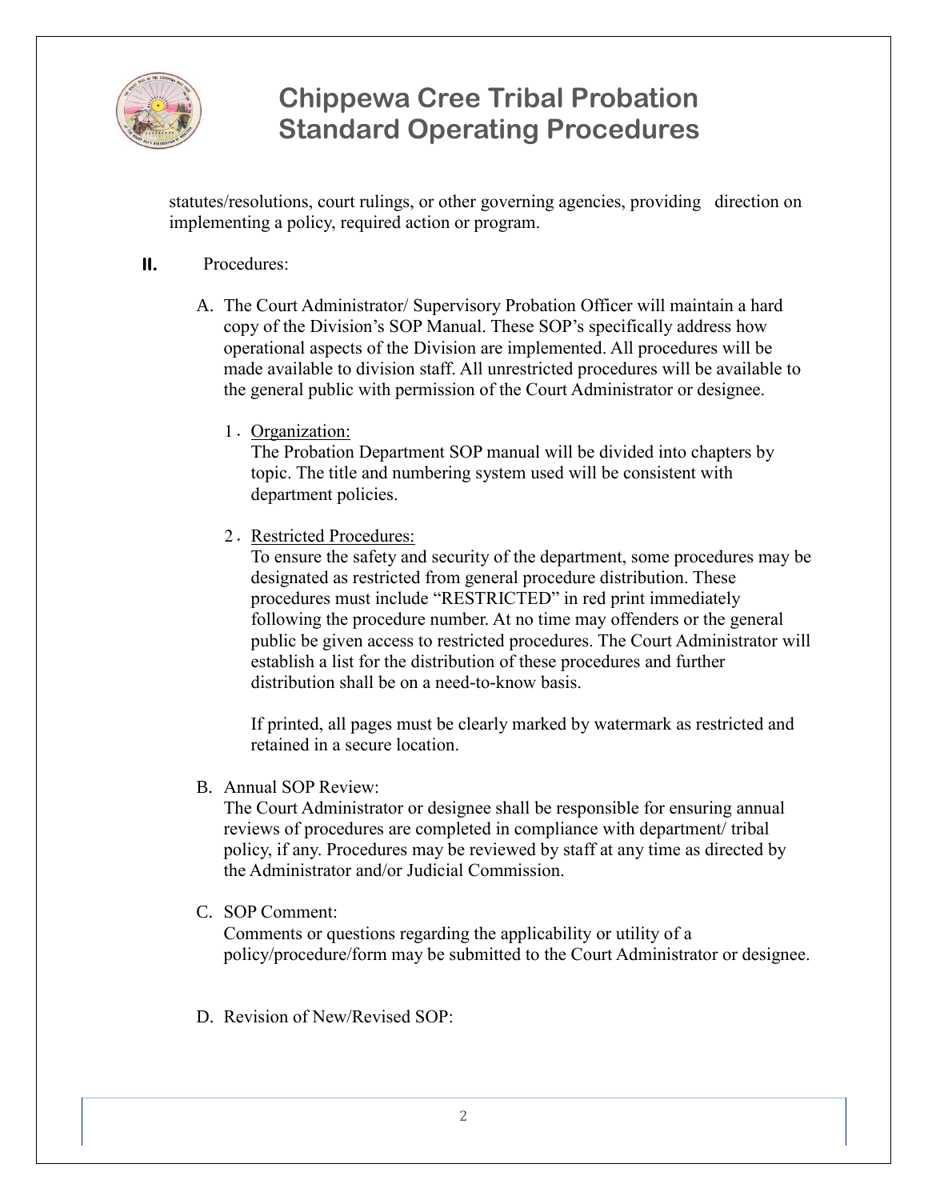statutes/resolutions, court rulings, or other governing agencies, providing direction on implementing a policy, required action or program.

## II. Procedures:

A. The Court Administrator/ Supervisory Probation Officer will maintain a hard copy of the Division's SOP Manual. These SOP's specifically address how operational aspects of the Division are implemented. All procedures will be made available to division staff. All unrestricted procedures will be available to the general public with permission of the Court Administrator or designee.

1. Organization:
   The Probation Department SOP manual will be divided into chapters by topic. The title and numbering system used will be consistent with department policies.

2. Restricted Procedures:
   To ensure the safety and security of the department, some procedures may be designated as restricted from general procedure distribution. These procedures must include "RESTRICTED" in red print immediately following the procedure number. At no time may offenders or the general public be given access to restricted procedures. The Court Administrator will establish a list for the distribution of these procedures and further distribution shall be on a need-to-know basis.

   If printed, all pages must be clearly marked by watermark as restricted and retained in a secure location.

B. Annual SOP Review:
The Court Administrator or designee shall be responsible for ensuring annual reviews of procedures are completed in compliance with department/ tribal policy, if any. Procedures may be reviewed by staff at any time as directed by the Administrator and/or Judicial Commission.

C. SOP Comment:
Comments or questions regarding the applicability or utility of a policy/procedure/form may be submitted to the Court Administrator or designee.

D. Revision of New/Revised SOP: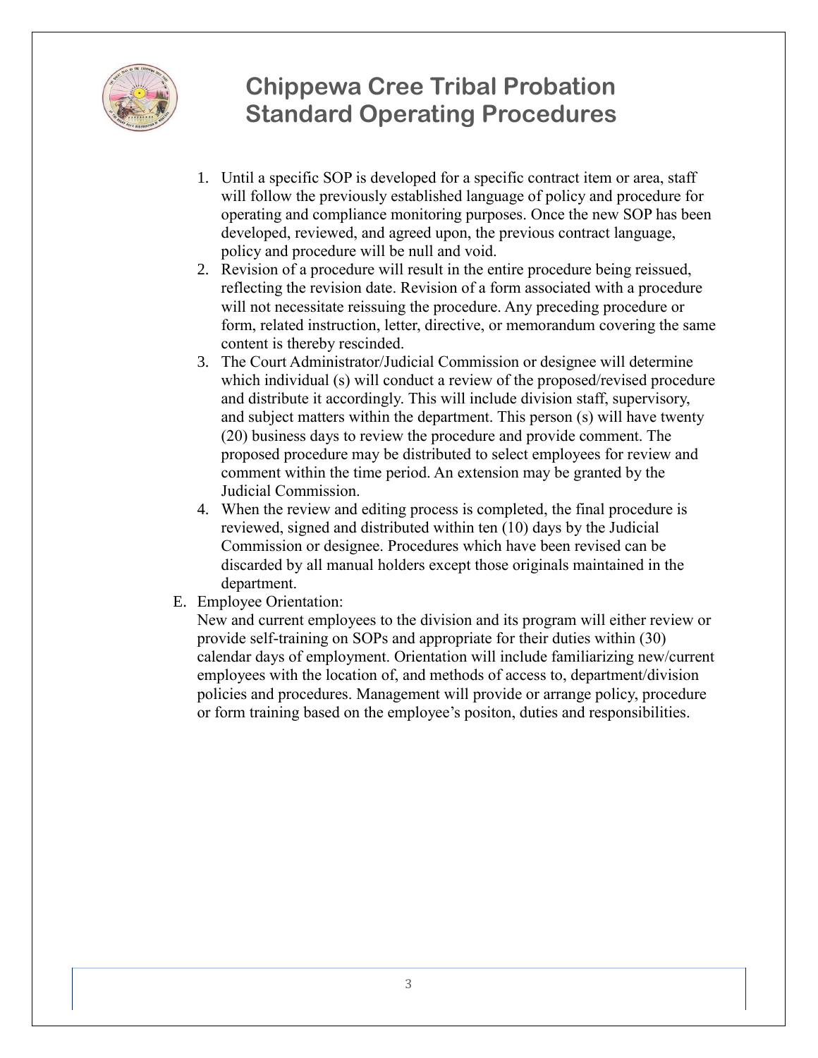1. Until a specific SOP is developed for a specific contract item or area, staff will follow the previously established language of policy and procedure for operating and compliance monitoring purposes. Once the new SOP has been developed, reviewed, and agreed upon, the previous contract language, policy and procedure will be null and void.
2. Revision of a procedure will result in the entire procedure being reissued, reflecting the revision date. Revision of a form associated with a procedure will not necessitate reissuing the procedure. Any preceding procedure or form, related instruction, letter, directive, or memorandum covering the same content is thereby rescinded.
3. The Court Administrator/Judicial Commission or designee will determine which individual (s) will conduct a review of the proposed/revised procedure and distribute it accordingly. This will include division staff, supervisory, and subject matters within the department. This person (s) will have twenty (20) business days to review the procedure and provide comment. The proposed procedure may be distributed to select employees for review and comment within the time period. An extension may be granted by the Judicial Commission.
4. When the review and editing process is completed, the final procedure is reviewed, signed and distributed within ten (10) days by the Judicial Commission or designee. Procedures which have been revised can be discarded by all manual holders except those originals maintained in the department.

E. Employee Orientation:
New and current employees to the division and its program will either review or provide self-training on SOPs and appropriate for their duties within (30) calendar days of employment. Orientation will include familiarizing new/current employees with the location of, and methods of access to, department/division policies and procedures. Management will provide or arrange policy, procedure or form training based on the employee's positon, duties and responsibilities.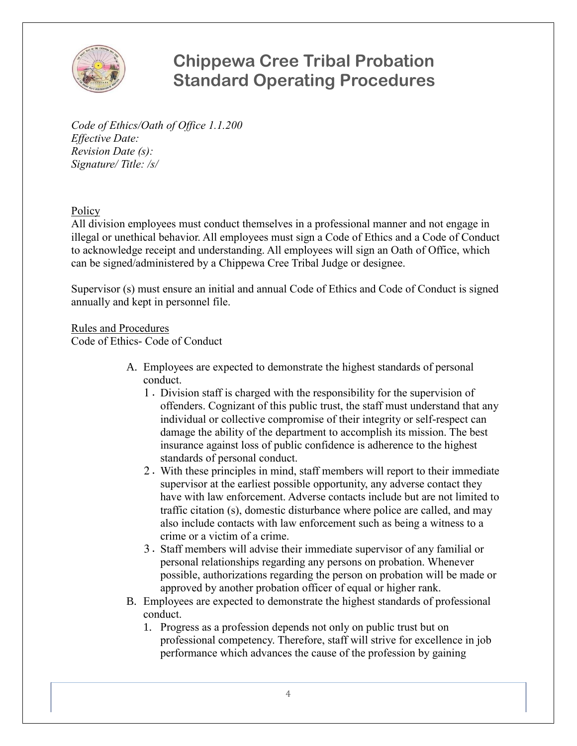# Chippewa Cree Tribal Probation Standard Operating Procedures

*Code of Ethics/Oath of Office 1.1.200*
*Effective Date:*
*Revision Date (s):*
*Signature/ Title: /s/*

## Policy

All division employees must conduct themselves in a professional manner and not engage in illegal or unethical behavior. All employees must sign a Code of Ethics and a Code of Conduct to acknowledge receipt and understanding. All employees will sign an Oath of Office, which can be signed/administered by a Chippewa Cree Tribal Judge or designee.

Supervisor (s) must ensure an initial and annual Code of Ethics and Code of Conduct is signed annually and kept in personnel file.

## Rules and Procedures

Code of Ethics- Code of Conduct

A. Employees are expected to demonstrate the highest standards of personal conduct.
   1. Division staff is charged with the responsibility for the supervision of offenders. Cognizant of this public trust, the staff must understand that any individual or collective compromise of their integrity or self-respect can damage the ability of the department to accomplish its mission. The best insurance against loss of public confidence is adherence to the highest standards of personal conduct.
   2. With these principles in mind, staff members will report to their immediate supervisor at the earliest possible opportunity, any adverse contact they have with law enforcement. Adverse contacts include but are not limited to traffic citation (s), domestic disturbance where police are called, and may also include contacts with law enforcement such as being a witness to a crime or a victim of a crime.
   3. Staff members will advise their immediate supervisor of any familial or personal relationships regarding any persons on probation. Whenever possible, authorizations regarding the person on probation will be made or approved by another probation officer of equal or higher rank.

B. Employees are expected to demonstrate the highest standards of professional conduct.
   1. Progress as a profession depends not only on public trust but on professional competency. Therefore, staff will strive for excellence in job performance which advances the cause of the profession by gaining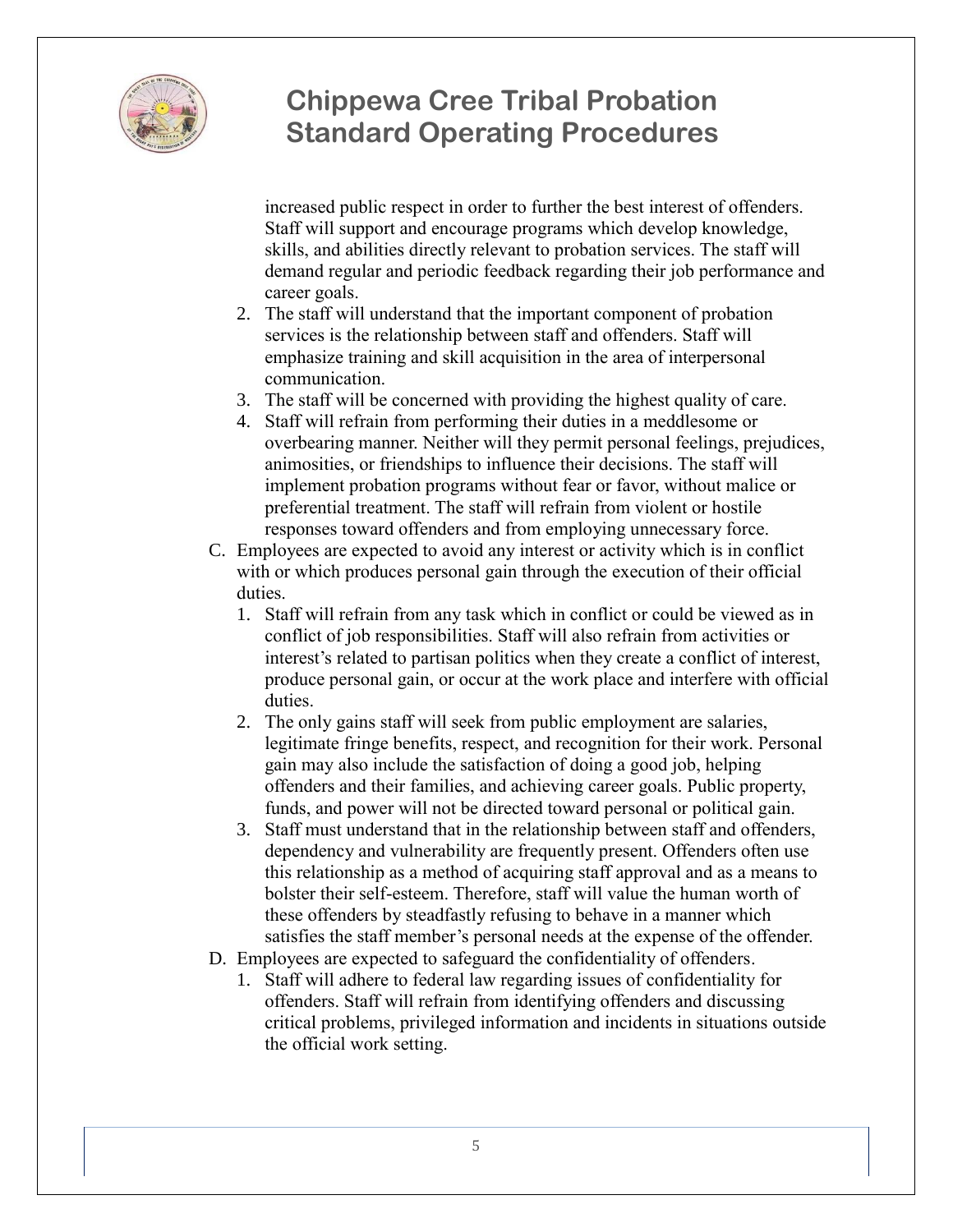increased public respect in order to further the best interest of offenders. Staff will support and encourage programs which develop knowledge, skills, and abilities directly relevant to probation services. The staff will demand regular and periodic feedback regarding their job performance and career goals.

2. The staff will understand that the important component of probation services is the relationship between staff and offenders. Staff will emphasize training and skill acquisition in the area of interpersonal communication.
3. The staff will be concerned with providing the highest quality of care.
4. Staff will refrain from performing their duties in a meddlesome or overbearing manner. Neither will they permit personal feelings, prejudices, animosities, or friendships to influence their decisions. The staff will implement probation programs without fear or favor, without malice or preferential treatment. The staff will refrain from violent or hostile responses toward offenders and from employing unnecessary force.

C. Employees are expected to avoid any interest or activity which is in conflict with or which produces personal gain through the execution of their official duties.

1. Staff will refrain from any task which in conflict or could be viewed as in conflict of job responsibilities. Staff will also refrain from activities or interest's related to partisan politics when they create a conflict of interest, produce personal gain, or occur at the work place and interfere with official duties.
2. The only gains staff will seek from public employment are salaries, legitimate fringe benefits, respect, and recognition for their work. Personal gain may also include the satisfaction of doing a good job, helping offenders and their families, and achieving career goals. Public property, funds, and power will not be directed toward personal or political gain.
3. Staff must understand that in the relationship between staff and offenders, dependency and vulnerability are frequently present. Offenders often use this relationship as a method of acquiring staff approval and as a means to bolster their self-esteem. Therefore, staff will value the human worth of these offenders by steadfastly refusing to behave in a manner which satisfies the staff member's personal needs at the expense of the offender.

D. Employees are expected to safeguard the confidentiality of offenders.

1. Staff will adhere to federal law regarding issues of confidentiality for offenders. Staff will refrain from identifying offenders and discussing critical problems, privileged information and incidents in situations outside the official work setting.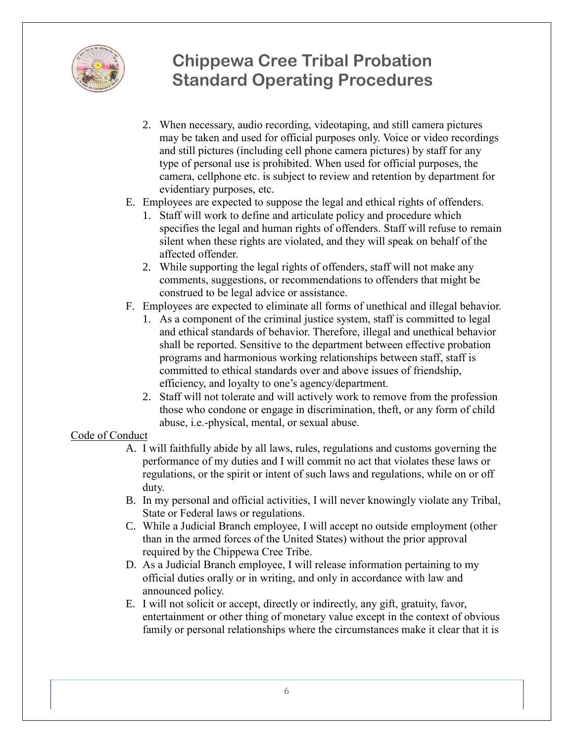2. When necessary, audio recording, videotaping, and still camera pictures may be taken and used for official purposes only. Voice or video recordings and still pictures (including cell phone camera pictures) by staff for any type of personal use is prohibited. When used for official purposes, the camera, cellphone etc. is subject to review and retention by department for evidentiary purposes, etc.

E. Employees are expected to suppose the legal and ethical rights of offenders.
   1. Staff will work to define and articulate policy and procedure which specifies the legal and human rights of offenders. Staff will refuse to remain silent when these rights are violated, and they will speak on behalf of the affected offender.
   2. While supporting the legal rights of offenders, staff will not make any comments, suggestions, or recommendations to offenders that might be construed to be legal advice or assistance.

F. Employees are expected to eliminate all forms of unethical and illegal behavior.
   1. As a component of the criminal justice system, staff is committed to legal and ethical standards of behavior. Therefore, illegal and unethical behavior shall be reported. Sensitive to the department between effective probation programs and harmonious working relationships between staff, staff is committed to ethical standards over and above issues of friendship, efficiency, and loyalty to one's agency/department.
   2. Staff will not tolerate and will actively work to remove from the profession those who condone or engage in discrimination, theft, or any form of child abuse, i.e.-physical, mental, or sexual abuse.

<u>Code of Conduct</u>

A. I will faithfully abide by all laws, rules, regulations and customs governing the performance of my duties and I will commit no act that violates these laws or regulations, or the spirit or intent of such laws and regulations, while on or off duty.
B. In my personal and official activities, I will never knowingly violate any Tribal, State or Federal laws or regulations.
C. While a Judicial Branch employee, I will accept no outside employment (other than in the armed forces of the United States) without the prior approval required by the Chippewa Cree Tribe.
D. As a Judicial Branch employee, I will release information pertaining to my official duties orally or in writing, and only in accordance with law and announced policy.
E. I will not solicit or accept, directly or indirectly, any gift, gratuity, favor, entertainment or other thing of monetary value except in the context of obvious family or personal relationships where the circumstances make it clear that it is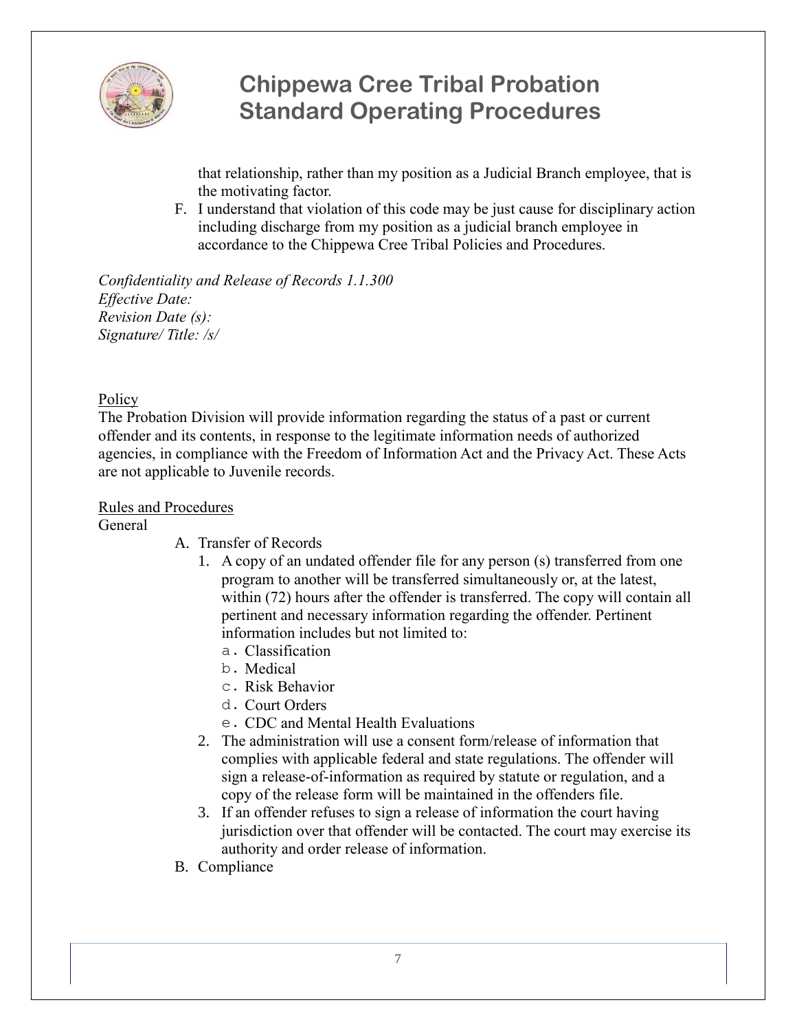that relationship, rather than my position as a Judicial Branch employee, that is the motivating factor.

F. I understand that violation of this code may be just cause for disciplinary action including discharge from my position as a judicial branch employee in accordance to the Chippewa Cree Tribal Policies and Procedures.

*Confidentiality and Release of Records 1.1.300*
*Effective Date:*
*Revision Date (s):*
*Signature/ Title: /s/*

Policy

The Probation Division will provide information regarding the status of a past or current offender and its contents, in response to the legitimate information needs of authorized agencies, in compliance with the Freedom of Information Act and the Privacy Act. These Acts are not applicable to Juvenile records.

Rules and Procedures

General

A. Transfer of Records
   1. A copy of an undated offender file for any person (s) transferred from one program to another will be transferred simultaneously or, at the latest, within (72) hours after the offender is transferred. The copy will contain all pertinent and necessary information regarding the offender. Pertinent information includes but not limited to:
      a. Classification
      b. Medical
      c. Risk Behavior
      d. Court Orders
      e. CDC and Mental Health Evaluations
   2. The administration will use a consent form/release of information that complies with applicable federal and state regulations. The offender will sign a release-of-information as required by statute or regulation, and a copy of the release form will be maintained in the offenders file.
   3. If an offender refuses to sign a release of information the court having jurisdiction over that offender will be contacted. The court may exercise its authority and order release of information.
B. Compliance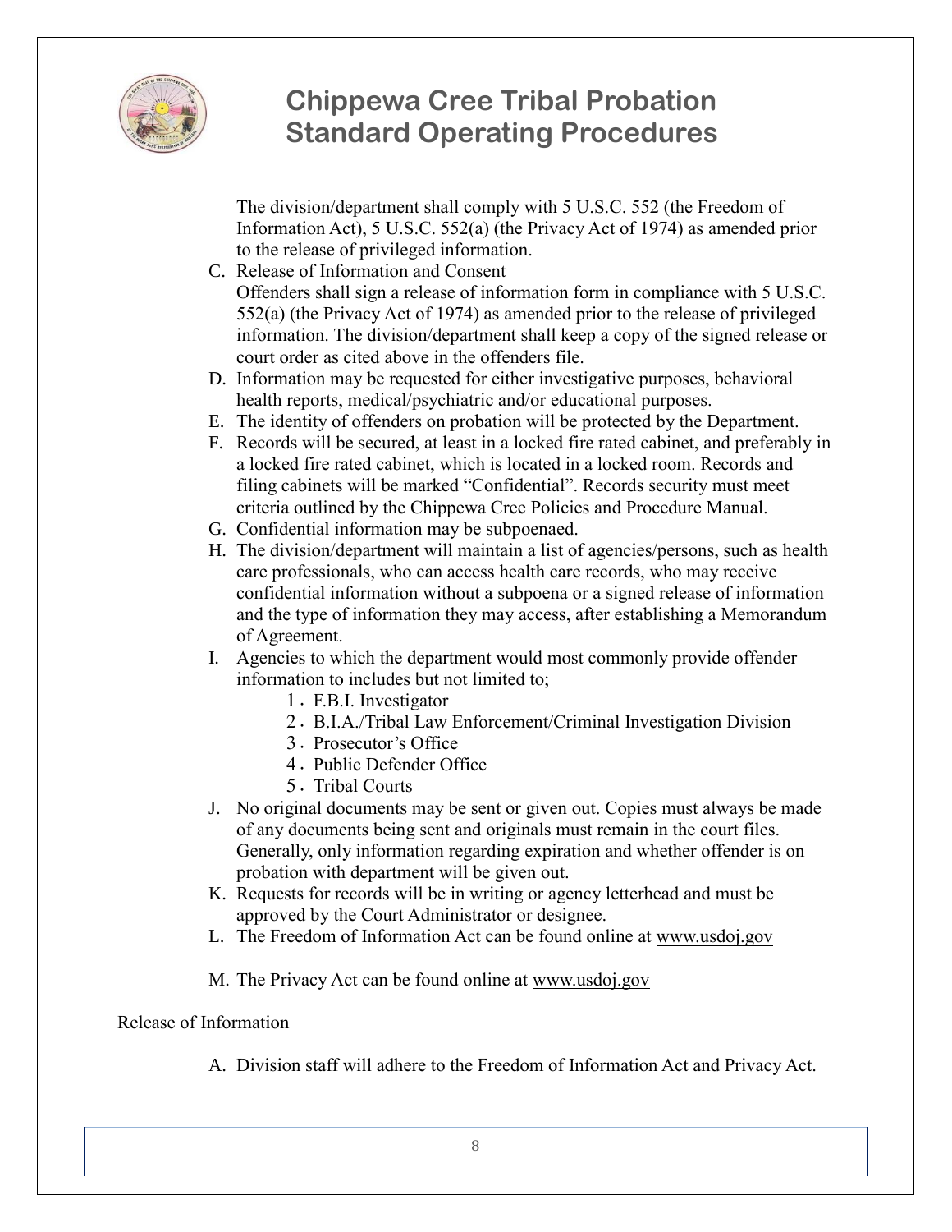The division/department shall comply with 5 U.S.C. 552 (the Freedom of Information Act), 5 U.S.C. 552(a) (the Privacy Act of 1974) as amended prior to the release of privileged information.

C. Release of Information and Consent
   Offenders shall sign a release of information form in compliance with 5 U.S.C. 552(a) (the Privacy Act of 1974) as amended prior to the release of privileged information. The division/department shall keep a copy of the signed release or court order as cited above in the offenders file.
D. Information may be requested for either investigative purposes, behavioral health reports, medical/psychiatric and/or educational purposes.
E. The identity of offenders on probation will be protected by the Department.
F. Records will be secured, at least in a locked fire rated cabinet, and preferably in a locked fire rated cabinet, which is located in a locked room. Records and filing cabinets will be marked "Confidential". Records security must meet criteria outlined by the Chippewa Cree Policies and Procedure Manual.
G. Confidential information may be subpoenaed.
H. The division/department will maintain a list of agencies/persons, such as health care professionals, who can access health care records, who may receive confidential information without a subpoena or a signed release of information and the type of information they may access, after establishing a Memorandum of Agreement.
I. Agencies to which the department would most commonly provide offender information to includes but not limited to;
   1. F.B.I. Investigator
   2. B.I.A./Tribal Law Enforcement/Criminal Investigation Division
   3. Prosecutor's Office
   4. Public Defender Office
   5. Tribal Courts
J. No original documents may be sent or given out. Copies must always be made of any documents being sent and originals must remain in the court files. Generally, only information regarding expiration and whether offender is on probation with department will be given out.
K. Requests for records will be in writing or agency letterhead and must be approved by the Court Administrator or designee.
L. The Freedom of Information Act can be found online at www.usdoj.gov
M. The Privacy Act can be found online at www.usdoj.gov

Release of Information

A. Division staff will adhere to the Freedom of Information Act and Privacy Act.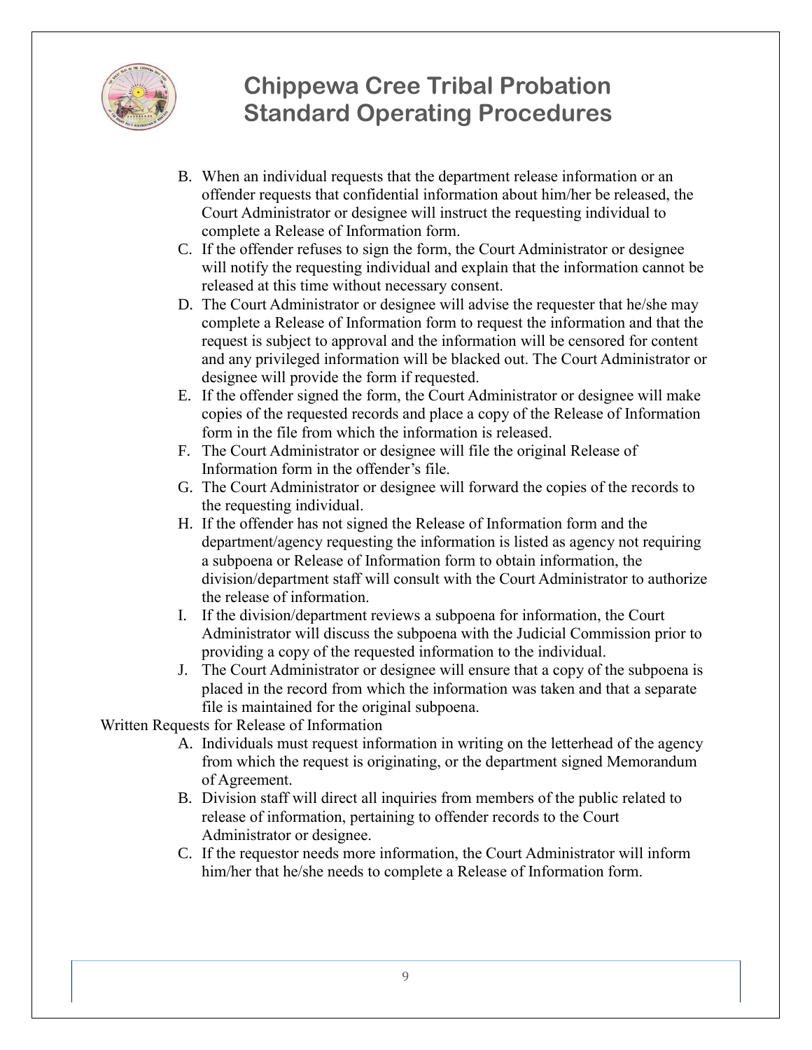B. When an individual requests that the department release information or an offender requests that confidential information about him/her be released, the Court Administrator or designee will instruct the requesting individual to complete a Release of Information form.
C. If the offender refuses to sign the form, the Court Administrator or designee will notify the requesting individual and explain that the information cannot be released at this time without necessary consent.
D. The Court Administrator or designee will advise the requester that he/she may complete a Release of Information form to request the information and that the request is subject to approval and the information will be censored for content and any privileged information will be blacked out. The Court Administrator or designee will provide the form if requested.
E. If the offender signed the form, the Court Administrator or designee will make copies of the requested records and place a copy of the Release of Information form in the file from which the information is released.
F. The Court Administrator or designee will file the original Release of Information form in the offender's file.
G. The Court Administrator or designee will forward the copies of the records to the requesting individual.
H. If the offender has not signed the Release of Information form and the department/agency requesting the information is listed as agency not requiring a subpoena or Release of Information form to obtain information, the division/department staff will consult with the Court Administrator to authorize the release of information.
I. If the division/department reviews a subpoena for information, the Court Administrator will discuss the subpoena with the Judicial Commission prior to providing a copy of the requested information to the individual.
J. The Court Administrator or designee will ensure that a copy of the subpoena is placed in the record from which the information was taken and that a separate file is maintained for the original subpoena.

Written Requests for Release of Information

A. Individuals must request information in writing on the letterhead of the agency from which the request is originating, or the department signed Memorandum of Agreement.
B. Division staff will direct all inquiries from members of the public related to release of information, pertaining to offender records to the Court Administrator or designee.
C. If the requestor needs more information, the Court Administrator will inform him/her that he/she needs to complete a Release of Information form.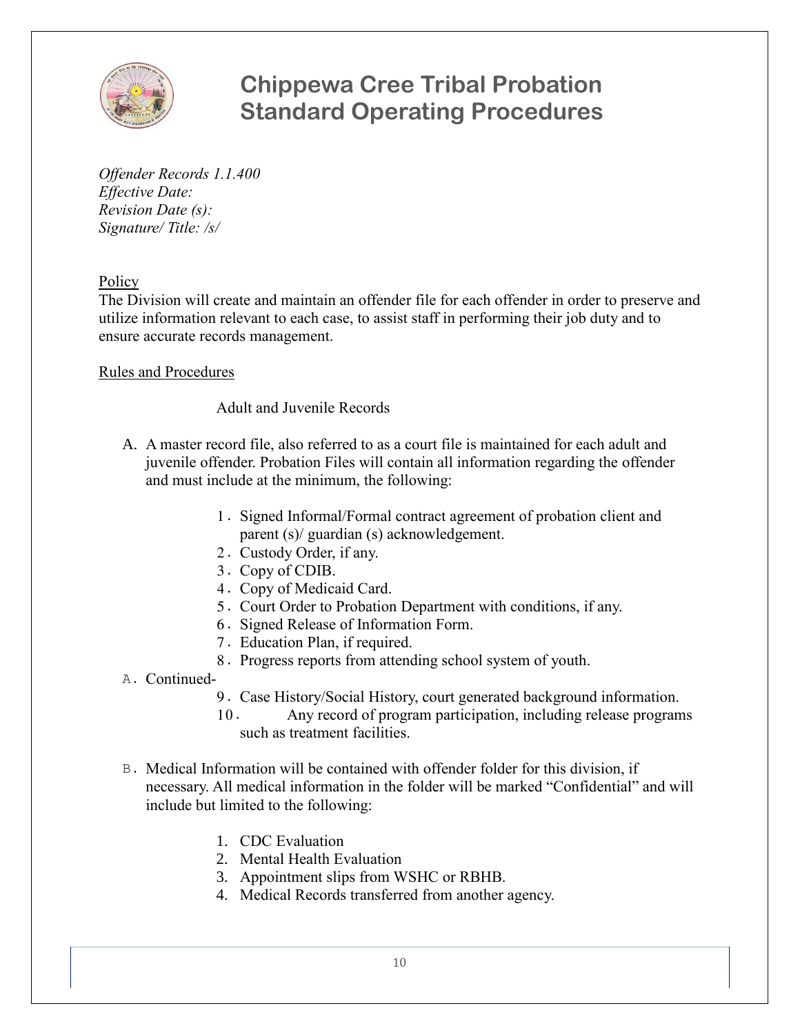# Chippewa Cree Tribal Probation Standard Operating Procedures

*Offender Records 1.1.400*
*Effective Date:*
*Revision Date (s):*
*Signature/ Title: /s/*

Policy

The Division will create and maintain an offender file for each offender in order to preserve and utilize information relevant to each case, to assist staff in performing their job duty and to ensure accurate records management.

Rules and Procedures

Adult and Juvenile Records

A. A master record file, also referred to as a court file is maintained for each adult and juvenile offender. Probation Files will contain all information regarding the offender and must include at the minimum, the following:

   1. Signed Informal/Formal contract agreement of probation client and parent (s)/ guardian (s) acknowledgement.
   2. Custody Order, if any.
   3. Copy of CDIB.
   4. Copy of Medicaid Card.
   5. Court Order to Probation Department with conditions, if any.
   6. Signed Release of Information Form.
   7. Education Plan, if required.
   8. Progress reports from attending school system of youth.

A. Continued-

   9. Case History/Social History, court generated background information.
   10. Any record of program participation, including release programs such as treatment facilities.

B. Medical Information will be contained with offender folder for this division, if necessary. All medical information in the folder will be marked "Confidential" and will include but limited to the following:

   1. CDC Evaluation
   2. Mental Health Evaluation
   3. Appointment slips from WSHC or RBHB.
   4. Medical Records transferred from another agency.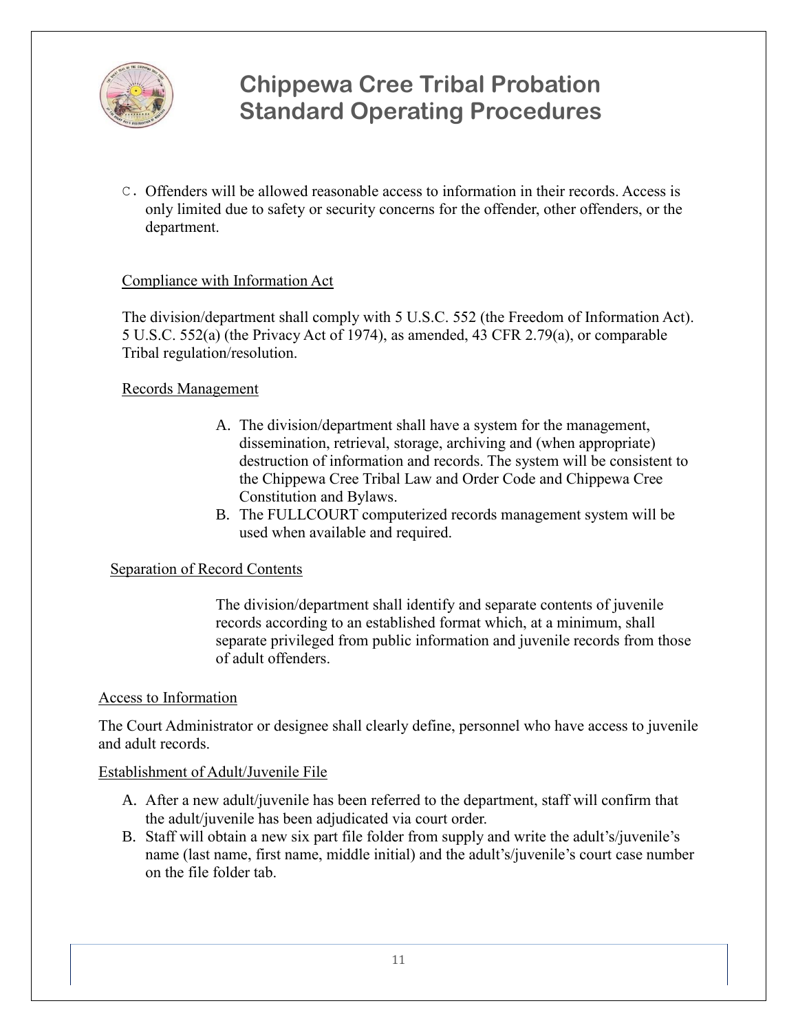C. Offenders will be allowed reasonable access to information in their records. Access is only limited due to safety or security concerns for the offender, other offenders, or the department.

Compliance with Information Act

The division/department shall comply with 5 U.S.C. 552 (the Freedom of Information Act). 5 U.S.C. 552(a) (the Privacy Act of 1974), as amended, 43 CFR 2.79(a), or comparable Tribal regulation/resolution.

Records Management

A. The division/department shall have a system for the management, dissemination, retrieval, storage, archiving and (when appropriate) destruction of information and records. The system will be consistent to the Chippewa Cree Tribal Law and Order Code and Chippewa Cree Constitution and Bylaws.
B. The FULLCOURT computerized records management system will be used when available and required.

Separation of Record Contents

The division/department shall identify and separate contents of juvenile records according to an established format which, at a minimum, shall separate privileged from public information and juvenile records from those of adult offenders.

Access to Information

The Court Administrator or designee shall clearly define, personnel who have access to juvenile and adult records.

Establishment of Adult/Juvenile File

A. After a new adult/juvenile has been referred to the department, staff will confirm that the adult/juvenile has been adjudicated via court order.
B. Staff will obtain a new six part file folder from supply and write the adult's/juvenile's name (last name, first name, middle initial) and the adult's/juvenile's court case number on the file folder tab.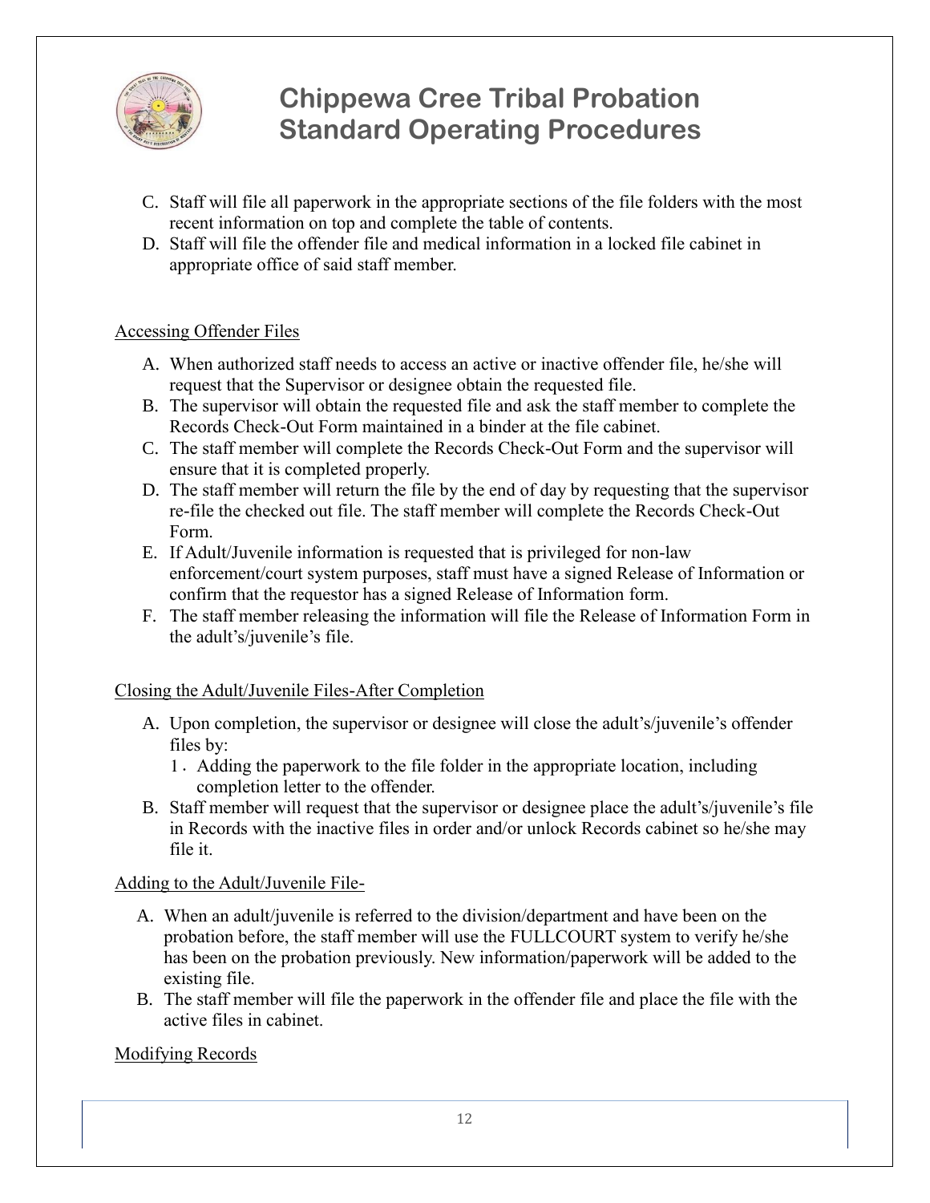C. Staff will file all paperwork in the appropriate sections of the file folders with the most recent information on top and complete the table of contents.
D. Staff will file the offender file and medical information in a locked file cabinet in appropriate office of said staff member.

<u>Accessing Offender Files</u>

A. When authorized staff needs to access an active or inactive offender file, he/she will request that the Supervisor or designee obtain the requested file.
B. The supervisor will obtain the requested file and ask the staff member to complete the Records Check-Out Form maintained in a binder at the file cabinet.
C. The staff member will complete the Records Check-Out Form and the supervisor will ensure that it is completed properly.
D. The staff member will return the file by the end of day by requesting that the supervisor re-file the checked out file. The staff member will complete the Records Check-Out Form.
E. If Adult/Juvenile information is requested that is privileged for non-law enforcement/court system purposes, staff must have a signed Release of Information or confirm that the requestor has a signed Release of Information form.
F. The staff member releasing the information will file the Release of Information Form in the adult's/juvenile's file.

<u>Closing the Adult/Juvenile Files-After Completion</u>

A. Upon completion, the supervisor or designee will close the adult's/juvenile's offender files by:
   1. Adding the paperwork to the file folder in the appropriate location, including completion letter to the offender.
B. Staff member will request that the supervisor or designee place the adult's/juvenile's file in Records with the inactive files in order and/or unlock Records cabinet so he/she may file it.

<u>Adding to the Adult/Juvenile File-</u>

A. When an adult/juvenile is referred to the division/department and have been on the probation before, the staff member will use the FULLCOURT system to verify he/she has been on the probation previously. New information/paperwork will be added to the existing file.
B. The staff member will file the paperwork in the offender file and place the file with the active files in cabinet.

<u>Modifying Records</u>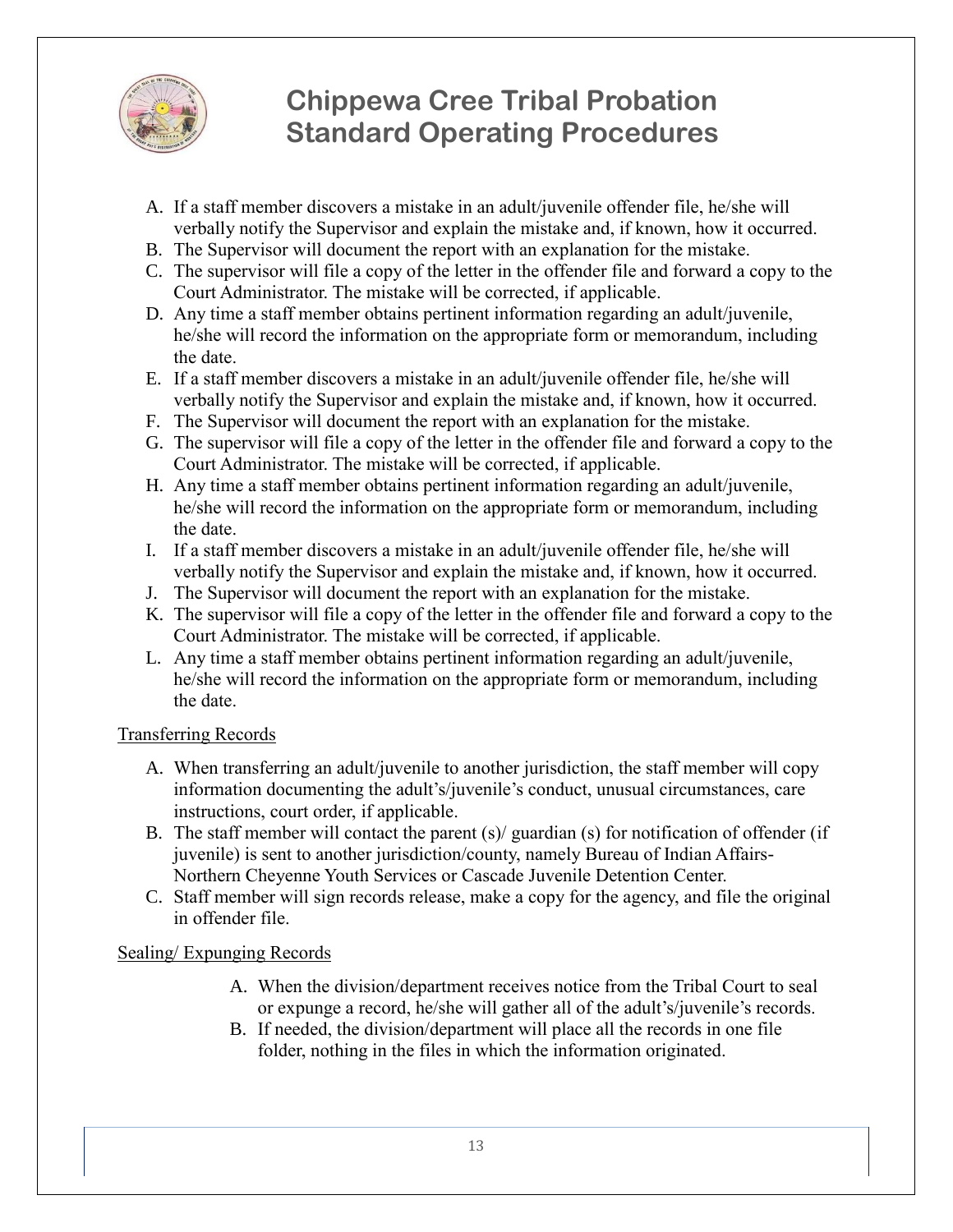A. If a staff member discovers a mistake in an adult/juvenile offender file, he/she will verbally notify the Supervisor and explain the mistake and, if known, how it occurred.
B. The Supervisor will document the report with an explanation for the mistake.
C. The supervisor will file a copy of the letter in the offender file and forward a copy to the Court Administrator. The mistake will be corrected, if applicable.
D. Any time a staff member obtains pertinent information regarding an adult/juvenile, he/she will record the information on the appropriate form or memorandum, including the date.
E. If a staff member discovers a mistake in an adult/juvenile offender file, he/she will verbally notify the Supervisor and explain the mistake and, if known, how it occurred.
F. The Supervisor will document the report with an explanation for the mistake.
G. The supervisor will file a copy of the letter in the offender file and forward a copy to the Court Administrator. The mistake will be corrected, if applicable.
H. Any time a staff member obtains pertinent information regarding an adult/juvenile, he/she will record the information on the appropriate form or memorandum, including the date.
I. If a staff member discovers a mistake in an adult/juvenile offender file, he/she will verbally notify the Supervisor and explain the mistake and, if known, how it occurred.
J. The Supervisor will document the report with an explanation for the mistake.
K. The supervisor will file a copy of the letter in the offender file and forward a copy to the Court Administrator. The mistake will be corrected, if applicable.
L. Any time a staff member obtains pertinent information regarding an adult/juvenile, he/she will record the information on the appropriate form or memorandum, including the date.

<u>Transferring Records</u>

A. When transferring an adult/juvenile to another jurisdiction, the staff member will copy information documenting the adult's/juvenile's conduct, unusual circumstances, care instructions, court order, if applicable.
B. The staff member will contact the parent (s)/ guardian (s) for notification of offender (if juvenile) is sent to another jurisdiction/county, namely Bureau of Indian Affairs-Northern Cheyenne Youth Services or Cascade Juvenile Detention Center.
C. Staff member will sign records release, make a copy for the agency, and file the original in offender file.

<u>Sealing/ Expunging Records</u>

A. When the division/department receives notice from the Tribal Court to seal or expunge a record, he/she will gather all of the adult's/juvenile's records.
B. If needed, the division/department will place all the records in one file folder, nothing in the files in which the information originated.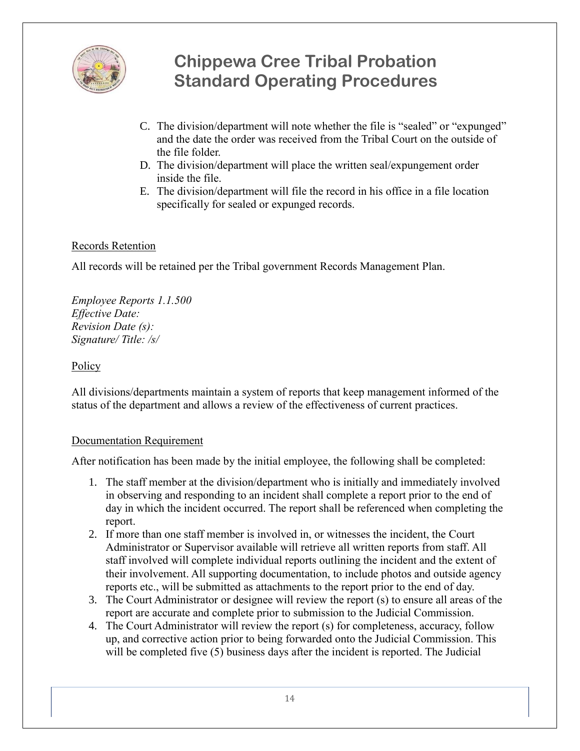C. The division/department will note whether the file is "sealed" or "expunged" and the date the order was received from the Tribal Court on the outside of the file folder.
D. The division/department will place the written seal/expungement order inside the file.
E. The division/department will file the record in his office in a file location specifically for sealed or expunged records.

Records Retention

All records will be retained per the Tribal government Records Management Plan.

*Employee Reports 1.1.500*
*Effective Date:*
*Revision Date (s):*
*Signature/ Title: /s/*

Policy

All divisions/departments maintain a system of reports that keep management informed of the status of the department and allows a review of the effectiveness of current practices.

Documentation Requirement

After notification has been made by the initial employee, the following shall be completed:

1. The staff member at the division/department who is initially and immediately involved in observing and responding to an incident shall complete a report prior to the end of day in which the incident occurred. The report shall be referenced when completing the report.
2. If more than one staff member is involved in, or witnesses the incident, the Court Administrator or Supervisor available will retrieve all written reports from staff. All staff involved will complete individual reports outlining the incident and the extent of their involvement. All supporting documentation, to include photos and outside agency reports etc., will be submitted as attachments to the report prior to the end of day.
3. The Court Administrator or designee will review the report (s) to ensure all areas of the report are accurate and complete prior to submission to the Judicial Commission.
4. The Court Administrator will review the report (s) for completeness, accuracy, follow up, and corrective action prior to being forwarded onto the Judicial Commission. This will be completed five (5) business days after the incident is reported. The Judicial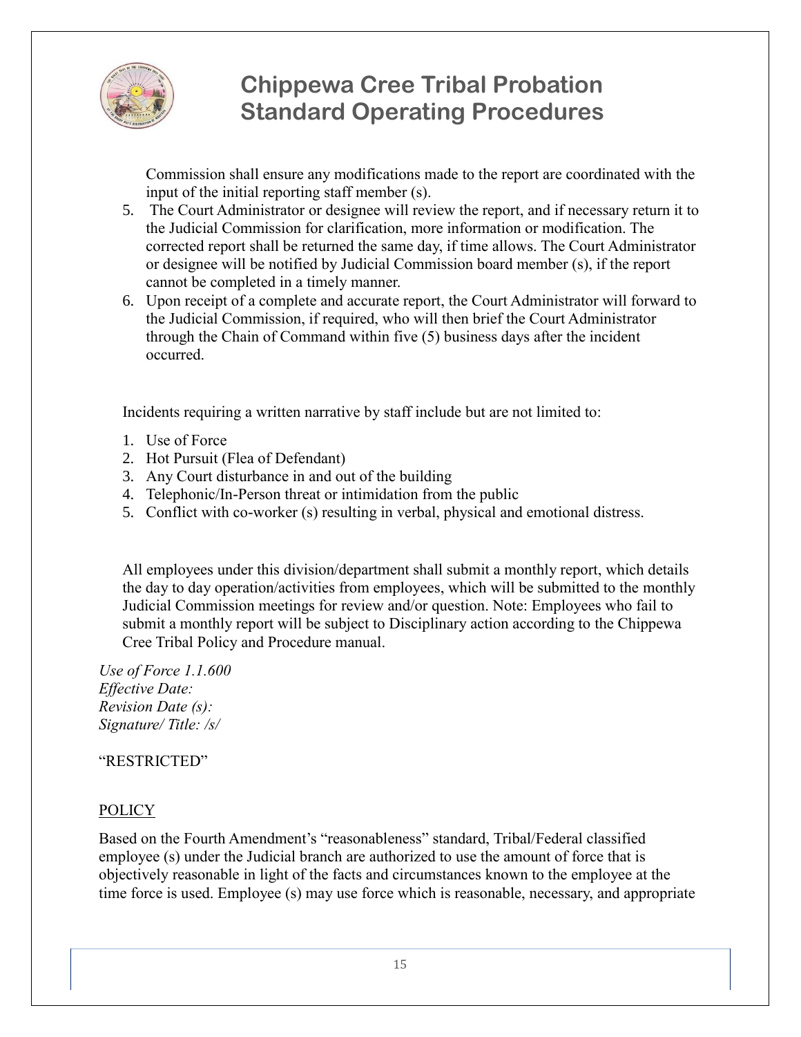Commission shall ensure any modifications made to the report are coordinated with the input of the initial reporting staff member (s).

5. The Court Administrator or designee will review the report, and if necessary return it to the Judicial Commission for clarification, more information or modification. The corrected report shall be returned the same day, if time allows. The Court Administrator or designee will be notified by Judicial Commission board member (s), if the report cannot be completed in a timely manner.
6. Upon receipt of a complete and accurate report, the Court Administrator will forward to the Judicial Commission, if required, who will then brief the Court Administrator through the Chain of Command within five (5) business days after the incident occurred.

Incidents requiring a written narrative by staff include but are not limited to:

1. Use of Force
2. Hot Pursuit (Flea of Defendant)
3. Any Court disturbance in and out of the building
4. Telephonic/In-Person threat or intimidation from the public
5. Conflict with co-worker (s) resulting in verbal, physical and emotional distress.

All employees under this division/department shall submit a monthly report, which details the day to day operation/activities from employees, which will be submitted to the monthly Judicial Commission meetings for review and/or question. Note: Employees who fail to submit a monthly report will be subject to Disciplinary action according to the Chippewa Cree Tribal Policy and Procedure manual.

*Use of Force 1.1.600*
*Effective Date:*
*Revision Date (s):*
*Signature/ Title: /s/*

"RESTRICTED"

POLICY

Based on the Fourth Amendment's "reasonableness" standard, Tribal/Federal classified employee (s) under the Judicial branch are authorized to use the amount of force that is objectively reasonable in light of the facts and circumstances known to the employee at the time force is used. Employee (s) may use force which is reasonable, necessary, and appropriate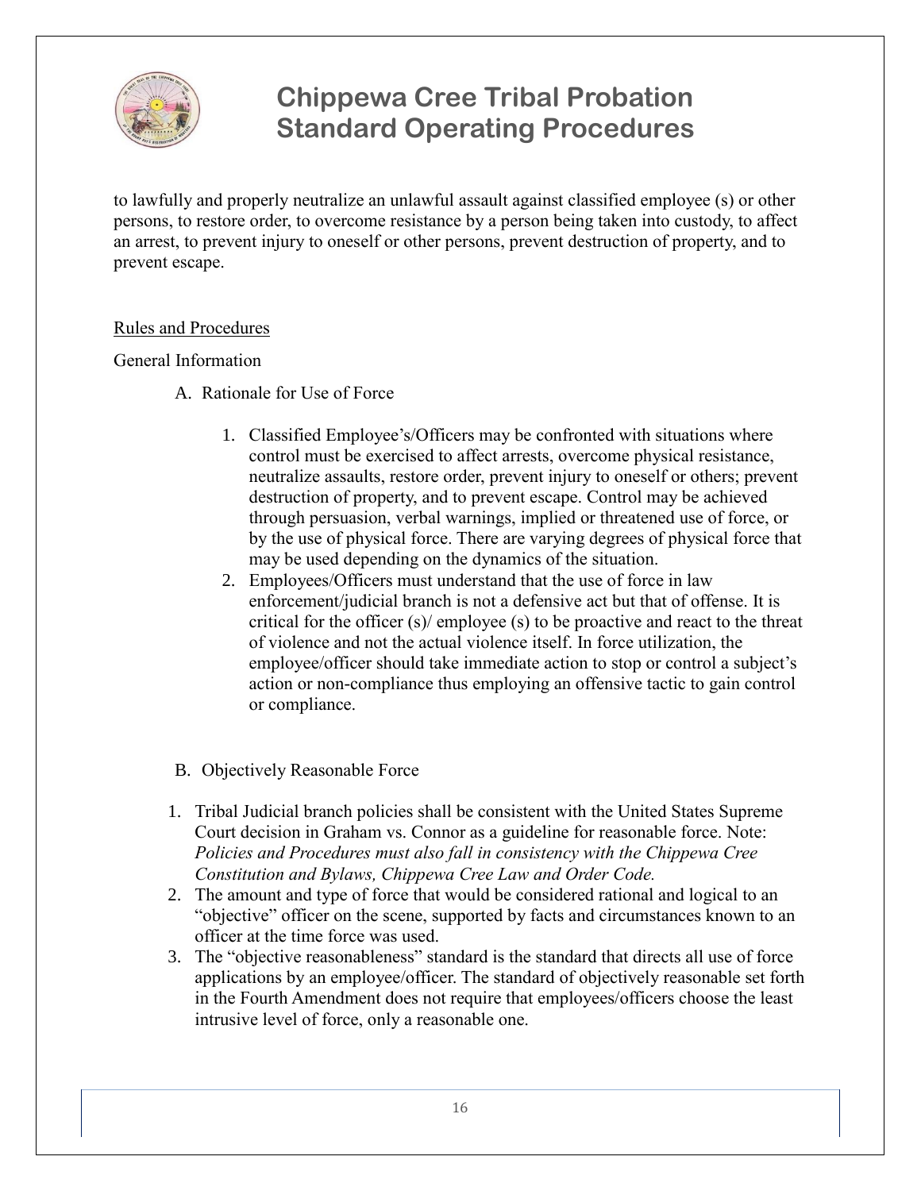to lawfully and properly neutralize an unlawful assault against classified employee (s) or other persons, to restore order, to overcome resistance by a person being taken into custody, to affect an arrest, to prevent injury to oneself or other persons, prevent destruction of property, and to prevent escape.

<u>Rules and Procedures</u>

General Information

A. Rationale for Use of Force

   1. Classified Employee's/Officers may be confronted with situations where control must be exercised to affect arrests, overcome physical resistance, neutralize assaults, restore order, prevent injury to oneself or others; prevent destruction of property, and to prevent escape. Control may be achieved through persuasion, verbal warnings, implied or threatened use of force, or by the use of physical force. There are varying degrees of physical force that may be used depending on the dynamics of the situation.
   2. Employees/Officers must understand that the use of force in law enforcement/judicial branch is not a defensive act but that of offense. It is critical for the officer (s)/ employee (s) to be proactive and react to the threat of violence and not the actual violence itself. In force utilization, the employee/officer should take immediate action to stop or control a subject's action or non-compliance thus employing an offensive tactic to gain control or compliance.

B. Objectively Reasonable Force

1. Tribal Judicial branch policies shall be consistent with the United States Supreme Court decision in Graham vs. Connor as a guideline for reasonable force. Note: *Policies and Procedures must also fall in consistency with the Chippewa Cree Constitution and Bylaws, Chippewa Cree Law and Order Code.*
2. The amount and type of force that would be considered rational and logical to an "objective" officer on the scene, supported by facts and circumstances known to an officer at the time force was used.
3. The "objective reasonableness" standard is the standard that directs all use of force applications by an employee/officer. The standard of objectively reasonable set forth in the Fourth Amendment does not require that employees/officers choose the least intrusive level of force, only a reasonable one.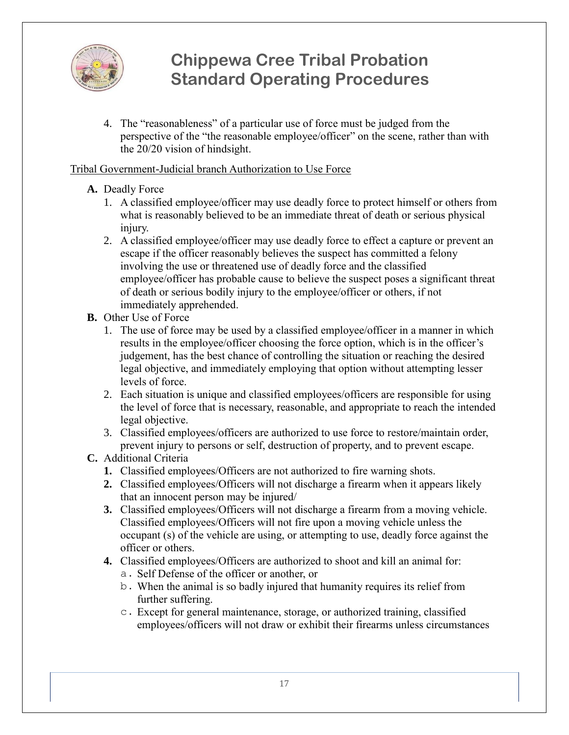4. The "reasonableness" of a particular use of force must be judged from the perspective of the "the reasonable employee/officer" on the scene, rather than with the 20/20 vision of hindsight.

<u>Tribal Government-Judicial branch Authorization to Use Force</u>

**A.** Deadly Force

1. A classified employee/officer may use deadly force to protect himself or others from what is reasonably believed to be an immediate threat of death or serious physical injury.
2. A classified employee/officer may use deadly force to effect a capture or prevent an escape if the officer reasonably believes the suspect has committed a felony involving the use or threatened use of deadly force and the classified employee/officer has probable cause to believe the suspect poses a significant threat of death or serious bodily injury to the employee/officer or others, if not immediately apprehended.

**B.** Other Use of Force

1. The use of force may be used by a classified employee/officer in a manner in which results in the employee/officer choosing the force option, which is in the officer's judgement, has the best chance of controlling the situation or reaching the desired legal objective, and immediately employing that option without attempting lesser levels of force.
2. Each situation is unique and classified employees/officers are responsible for using the level of force that is necessary, reasonable, and appropriate to reach the intended legal objective.
3. Classified employees/officers are authorized to use force to restore/maintain order, prevent injury to persons or self, destruction of property, and to prevent escape.

**C.** Additional Criteria

**1.** Classified employees/Officers are not authorized to fire warning shots.

**2.** Classified employees/Officers will not discharge a firearm when it appears likely that an innocent person may be injured/

**3.** Classified employees/Officers will not discharge a firearm from a moving vehicle. Classified employees/Officers will not fire upon a moving vehicle unless the occupant (s) of the vehicle are using, or attempting to use, deadly force against the officer or others.

**4.** Classified employees/Officers are authorized to shoot and kill an animal for:

a. Self Defense of the officer or another, or

b. When the animal is so badly injured that humanity requires its relief from further suffering.

c. Except for general maintenance, storage, or authorized training, classified employees/officers will not draw or exhibit their firearms unless circumstances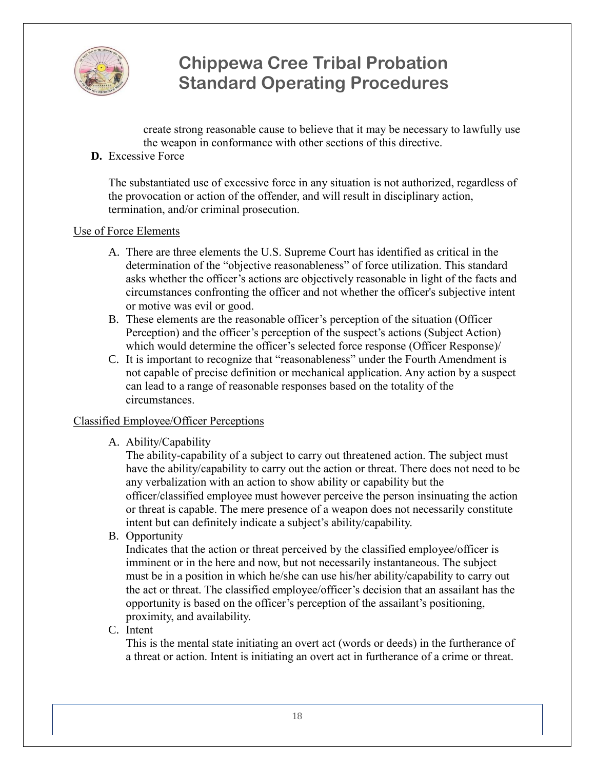create strong reasonable cause to believe that it may be necessary to lawfully use the weapon in conformance with other sections of this directive.

**D.** Excessive Force

The substantiated use of excessive force in any situation is not authorized, regardless of the provocation or action of the offender, and will result in disciplinary action, termination, and/or criminal prosecution.

Use of Force Elements

A. There are three elements the U.S. Supreme Court has identified as critical in the determination of the "objective reasonableness" of force utilization. This standard asks whether the officer's actions are objectively reasonable in light of the facts and circumstances confronting the officer and not whether the officer's subjective intent or motive was evil or good.
B. These elements are the reasonable officer's perception of the situation (Officer Perception) and the officer's perception of the suspect's actions (Subject Action) which would determine the officer's selected force response (Officer Response)/
C. It is important to recognize that "reasonableness" under the Fourth Amendment is not capable of precise definition or mechanical application. Any action by a suspect can lead to a range of reasonable responses based on the totality of the circumstances.

Classified Employee/Officer Perceptions

A. Ability/Capability
The ability-capability of a subject to carry out threatened action. The subject must have the ability/capability to carry out the action or threat. There does not need to be any verbalization with an action to show ability or capability but the officer/classified employee must however perceive the person insinuating the action or threat is capable. The mere presence of a weapon does not necessarily constitute intent but can definitely indicate a subject's ability/capability.
B. Opportunity
Indicates that the action or threat perceived by the classified employee/officer is imminent or in the here and now, but not necessarily instantaneous. The subject must be in a position in which he/she can use his/her ability/capability to carry out the act or threat. The classified employee/officer's decision that an assailant has the opportunity is based on the officer's perception of the assailant's positioning, proximity, and availability.
C. Intent
This is the mental state initiating an overt act (words or deeds) in the furtherance of a threat or action. Intent is initiating an overt act in furtherance of a crime or threat.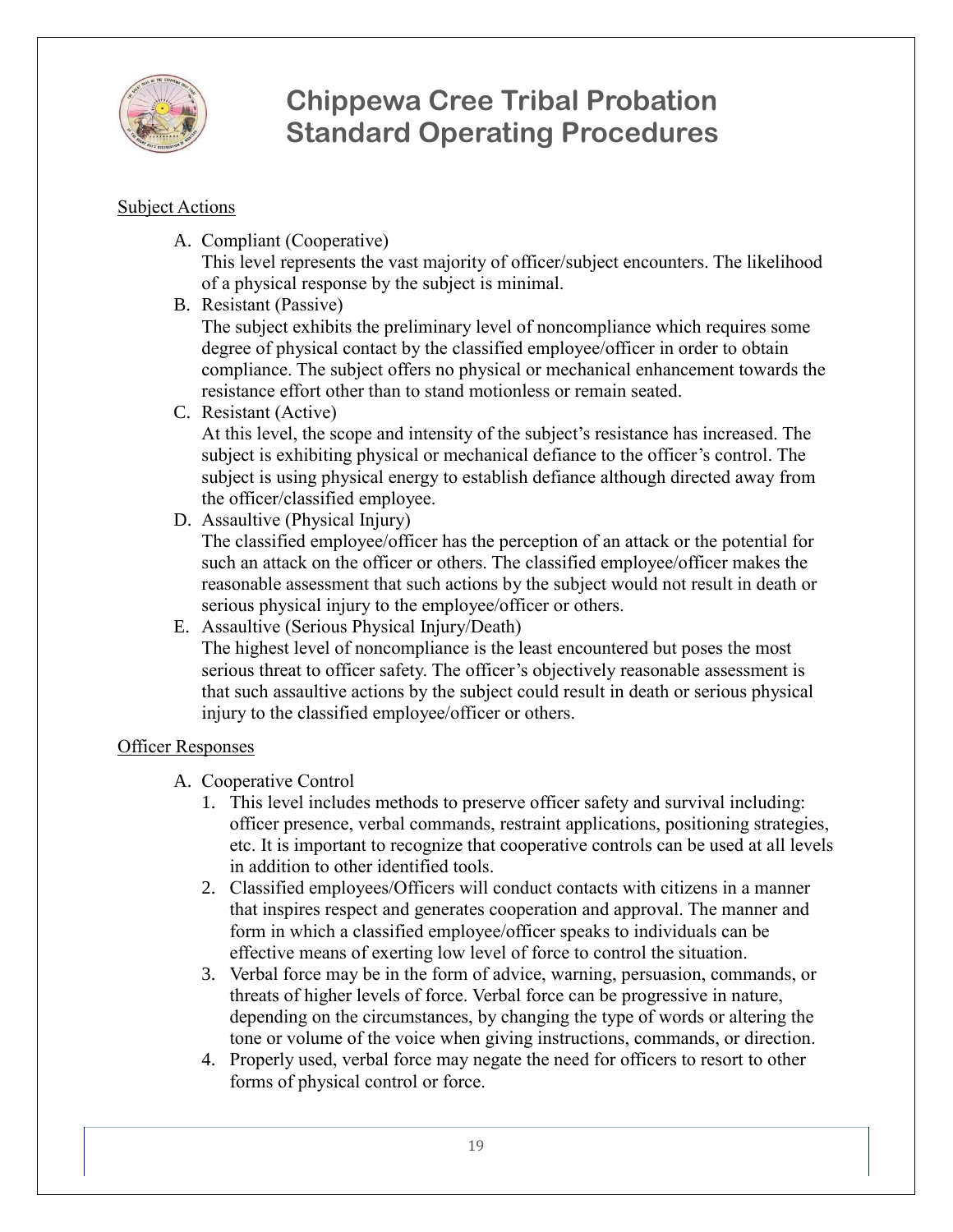<u>Subject Actions</u>

A. Compliant (Cooperative)
   This level represents the vast majority of officer/subject encounters. The likelihood of a physical response by the subject is minimal.
B. Resistant (Passive)
   The subject exhibits the preliminary level of noncompliance which requires some degree of physical contact by the classified employee/officer in order to obtain compliance. The subject offers no physical or mechanical enhancement towards the resistance effort other than to stand motionless or remain seated.
C. Resistant (Active)
   At this level, the scope and intensity of the subject's resistance has increased. The subject is exhibiting physical or mechanical defiance to the officer's control. The subject is using physical energy to establish defiance although directed away from the officer/classified employee.
D. Assaultive (Physical Injury)
   The classified employee/officer has the perception of an attack or the potential for such an attack on the officer or others. The classified employee/officer makes the reasonable assessment that such actions by the subject would not result in death or serious physical injury to the employee/officer or others.
E. Assaultive (Serious Physical Injury/Death)
   The highest level of noncompliance is the least encountered but poses the most serious threat to officer safety. The officer's objectively reasonable assessment is that such assaultive actions by the subject could result in death or serious physical injury to the classified employee/officer or others.

<u>Officer Responses</u>

A. Cooperative Control
   1. This level includes methods to preserve officer safety and survival including: officer presence, verbal commands, restraint applications, positioning strategies, etc. It is important to recognize that cooperative controls can be used at all levels in addition to other identified tools.
   2. Classified employees/Officers will conduct contacts with citizens in a manner that inspires respect and generates cooperation and approval. The manner and form in which a classified employee/officer speaks to individuals can be effective means of exerting low level of force to control the situation.
   3. Verbal force may be in the form of advice, warning, persuasion, commands, or threats of higher levels of force. Verbal force can be progressive in nature, depending on the circumstances, by changing the type of words or altering the tone or volume of the voice when giving instructions, commands, or direction.
   4. Properly used, verbal force may negate the need for officers to resort to other forms of physical control or force.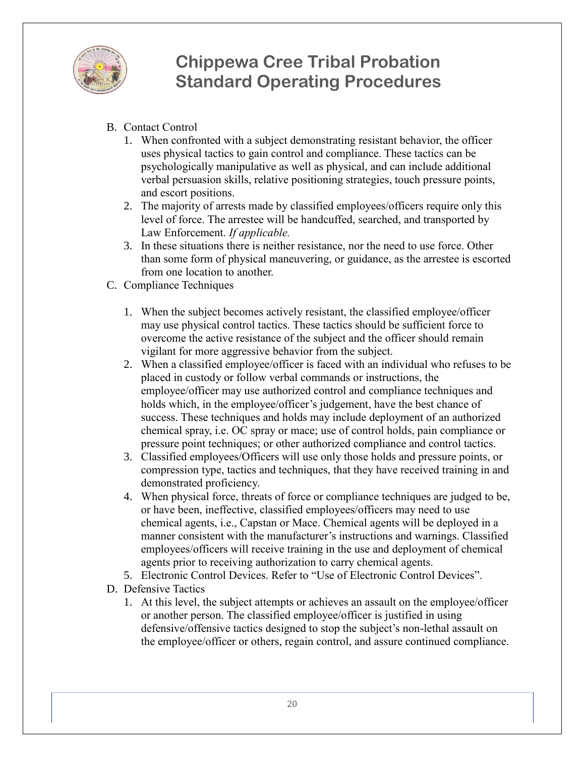B. Contact Control
   1. When confronted with a subject demonstrating resistant behavior, the officer uses physical tactics to gain control and compliance. These tactics can be psychologically manipulative as well as physical, and can include additional verbal persuasion skills, relative positioning strategies, touch pressure points, and escort positions.
   2. The majority of arrests made by classified employees/officers require only this level of force. The arrestee will be handcuffed, searched, and transported by Law Enforcement. *If applicable.*
   3. In these situations there is neither resistance, nor the need to use force. Other than some form of physical maneuvering, or guidance, as the arrestee is escorted from one location to another.

C. Compliance Techniques
   1. When the subject becomes actively resistant, the classified employee/officer may use physical control tactics. These tactics should be sufficient force to overcome the active resistance of the subject and the officer should remain vigilant for more aggressive behavior from the subject.
   2. When a classified employee/officer is faced with an individual who refuses to be placed in custody or follow verbal commands or instructions, the employee/officer may use authorized control and compliance techniques and holds which, in the employee/officer's judgement, have the best chance of success. These techniques and holds may include deployment of an authorized chemical spray, i.e. OC spray or mace; use of control holds, pain compliance or pressure point techniques; or other authorized compliance and control tactics.
   3. Classified employees/Officers will use only those holds and pressure points, or compression type, tactics and techniques, that they have received training in and demonstrated proficiency.
   4. When physical force, threats of force or compliance techniques are judged to be, or have been, ineffective, classified employees/officers may need to use chemical agents, i.e., Capstan or Mace. Chemical agents will be deployed in a manner consistent with the manufacturer's instructions and warnings. Classified employees/officers will receive training in the use and deployment of chemical agents prior to receiving authorization to carry chemical agents.
   5. Electronic Control Devices. Refer to "Use of Electronic Control Devices".

D. Defensive Tactics
   1. At this level, the subject attempts or achieves an assault on the employee/officer or another person. The classified employee/officer is justified in using defensive/offensive tactics designed to stop the subject's non-lethal assault on the employee/officer or others, regain control, and assure continued compliance.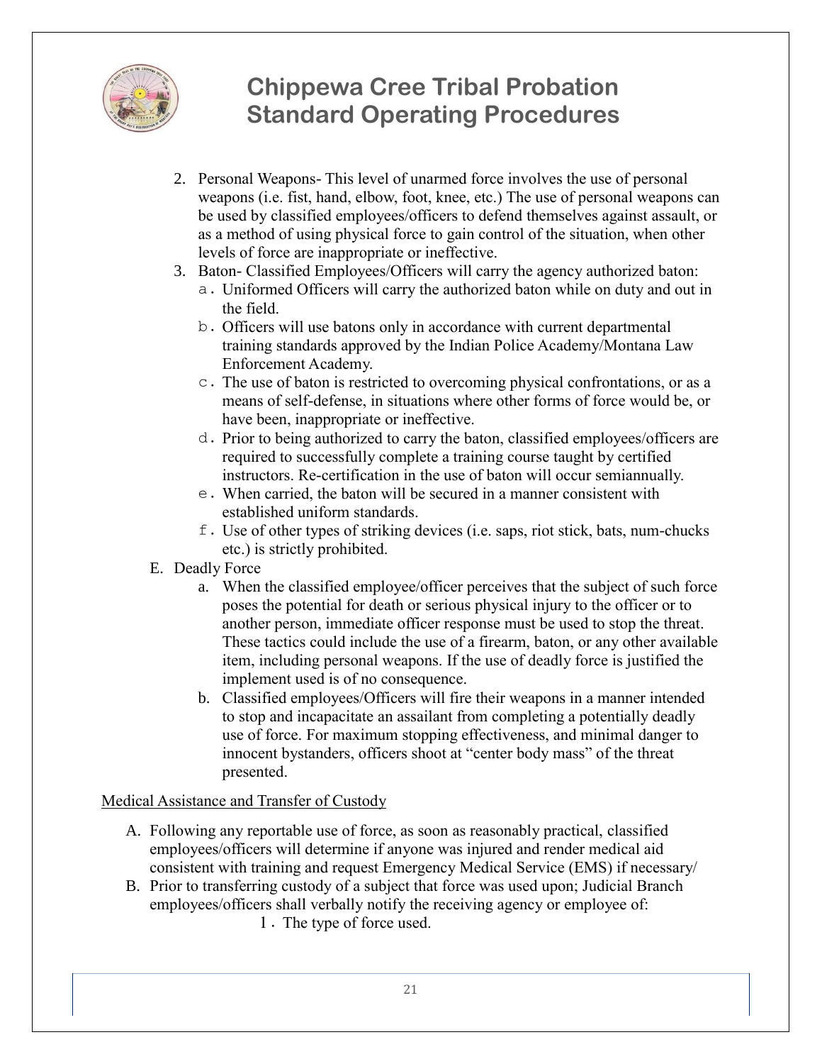2. Personal Weapons- This level of unarmed force involves the use of personal weapons (i.e. fist, hand, elbow, foot, knee, etc.) The use of personal weapons can be used by classified employees/officers to defend themselves against assault, or as a method of using physical force to gain control of the situation, when other levels of force are inappropriate or ineffective.
3. Baton- Classified Employees/Officers will carry the agency authorized baton:
   a. Uniformed Officers will carry the authorized baton while on duty and out in the field.
   b. Officers will use batons only in accordance with current departmental training standards approved by the Indian Police Academy/Montana Law Enforcement Academy.
   c. The use of baton is restricted to overcoming physical confrontations, or as a means of self-defense, in situations where other forms of force would be, or have been, inappropriate or ineffective.
   d. Prior to being authorized to carry the baton, classified employees/officers are required to successfully complete a training course taught by certified instructors. Re-certification in the use of baton will occur semiannually.
   e. When carried, the baton will be secured in a manner consistent with established uniform standards.
   f. Use of other types of striking devices (i.e. saps, riot stick, bats, num-chucks etc.) is strictly prohibited.

E. Deadly Force
   a. When the classified employee/officer perceives that the subject of such force poses the potential for death or serious physical injury to the officer or to another person, immediate officer response must be used to stop the threat. These tactics could include the use of a firearm, baton, or any other available item, including personal weapons. If the use of deadly force is justified the implement used is of no consequence.
   b. Classified employees/Officers will fire their weapons in a manner intended to stop and incapacitate an assailant from completing a potentially deadly use of force. For maximum stopping effectiveness, and minimal danger to innocent bystanders, officers shoot at "center body mass" of the threat presented.

<u>Medical Assistance and Transfer of Custody</u>

A. Following any reportable use of force, as soon as reasonably practical, classified employees/officers will determine if anyone was injured and render medical aid consistent with training and request Emergency Medical Service (EMS) if necessary/
B. Prior to transferring custody of a subject that force was used upon; Judicial Branch employees/officers shall verbally notify the receiving agency or employee of:
   1. The type of force used.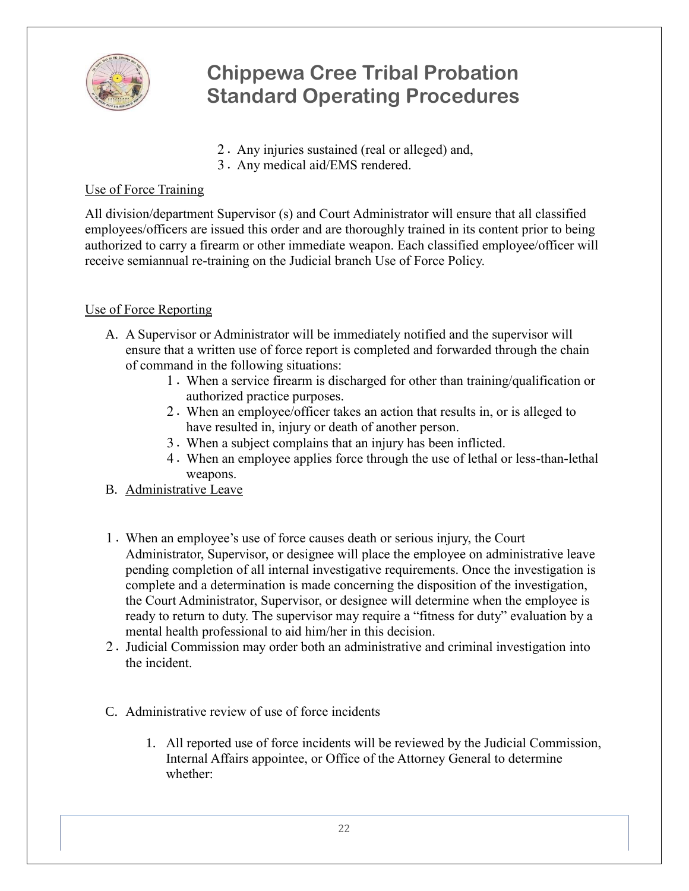2. Any injuries sustained (real or alleged) and,
3. Any medical aid/EMS rendered.

Use of Force Training

All division/department Supervisor (s) and Court Administrator will ensure that all classified employees/officers are issued this order and are thoroughly trained in its content prior to being authorized to carry a firearm or other immediate weapon. Each classified employee/officer will receive semiannual re-training on the Judicial branch Use of Force Policy.

Use of Force Reporting

A. A Supervisor or Administrator will be immediately notified and the supervisor will ensure that a written use of force report is completed and forwarded through the chain of command in the following situations:
    1. When a service firearm is discharged for other than training/qualification or authorized practice purposes.
    2. When an employee/officer takes an action that results in, or is alleged to have resulted in, injury or death of another person.
    3. When a subject complains that an injury has been inflicted.
    4. When an employee applies force through the use of lethal or less-than-lethal weapons.

B. Administrative Leave

1. When an employee's use of force causes death or serious injury, the Court Administrator, Supervisor, or designee will place the employee on administrative leave pending completion of all internal investigative requirements. Once the investigation is complete and a determination is made concerning the disposition of the investigation, the Court Administrator, Supervisor, or designee will determine when the employee is ready to return to duty. The supervisor may require a "fitness for duty" evaluation by a mental health professional to aid him/her in this decision.
2. Judicial Commission may order both an administrative and criminal investigation into the incident.

C. Administrative review of use of force incidents

    1. All reported use of force incidents will be reviewed by the Judicial Commission, Internal Affairs appointee, or Office of the Attorney General to determine whether: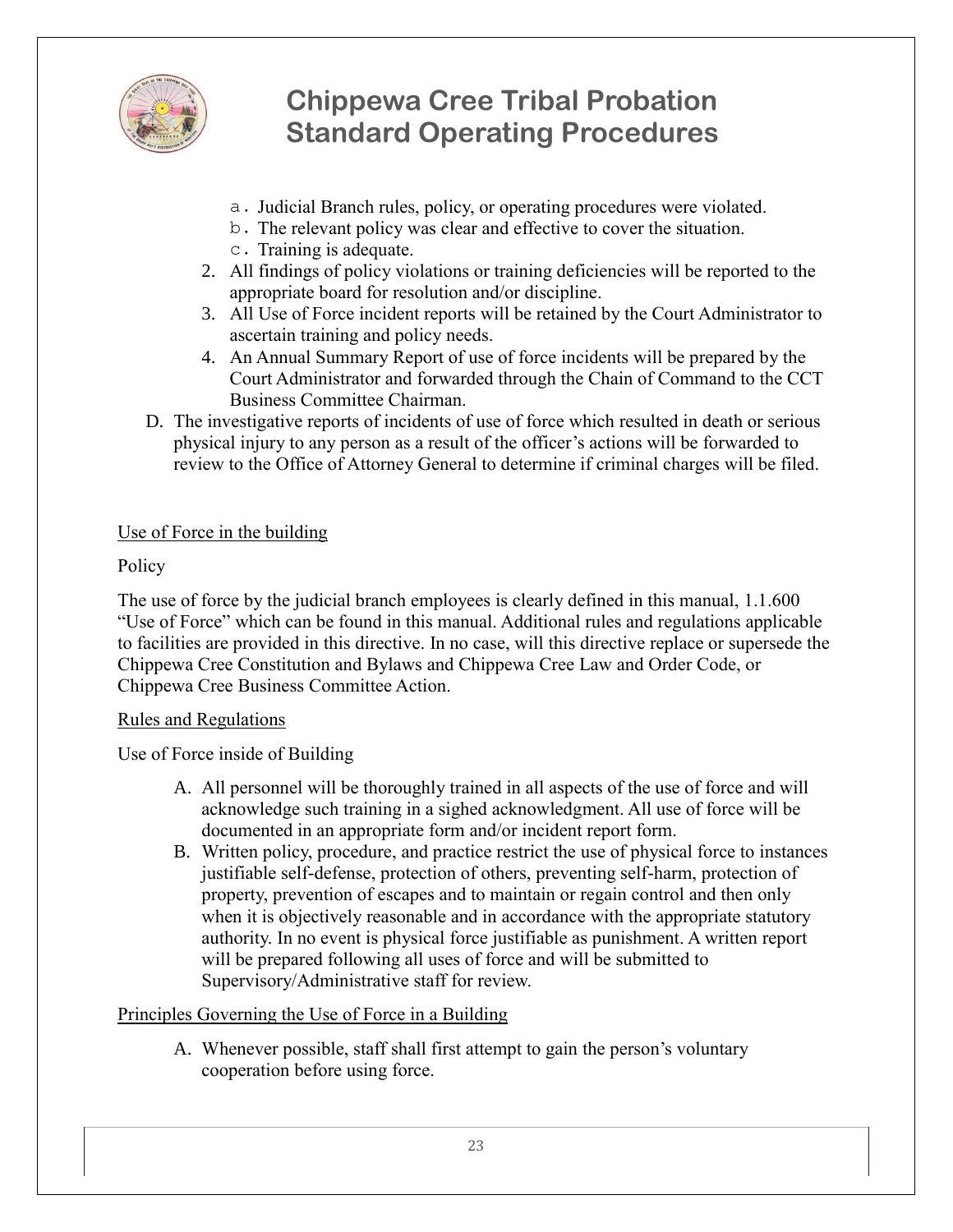a. Judicial Branch rules, policy, or operating procedures were violated.
   b. The relevant policy was clear and effective to cover the situation.
   c. Training is adequate.
2. All findings of policy violations or training deficiencies will be reported to the appropriate board for resolution and/or discipline.
3. All Use of Force incident reports will be retained by the Court Administrator to ascertain training and policy needs.
4. An Annual Summary Report of use of force incidents will be prepared by the Court Administrator and forwarded through the Chain of Command to the CCT Business Committee Chairman.

D. The investigative reports of incidents of use of force which resulted in death or serious physical injury to any person as a result of the officer's actions will be forwarded to review to the Office of Attorney General to determine if criminal charges will be filed.

Use of Force in the building

Policy

The use of force by the judicial branch employees is clearly defined in this manual, 1.1.600 "Use of Force" which can be found in this manual. Additional rules and regulations applicable to facilities are provided in this directive. In no case, will this directive replace or supersede the Chippewa Cree Constitution and Bylaws and Chippewa Cree Law and Order Code, or Chippewa Cree Business Committee Action.

Rules and Regulations

Use of Force inside of Building

A. All personnel will be thoroughly trained in all aspects of the use of force and will acknowledge such training in a sighed acknowledgment. All use of force will be documented in an appropriate form and/or incident report form.
B. Written policy, procedure, and practice restrict the use of physical force to instances justifiable self-defense, protection of others, preventing self-harm, protection of property, prevention of escapes and to maintain or regain control and then only when it is objectively reasonable and in accordance with the appropriate statutory authority. In no event is physical force justifiable as punishment. A written report will be prepared following all uses of force and will be submitted to Supervisory/Administrative staff for review.

Principles Governing the Use of Force in a Building

A. Whenever possible, staff shall first attempt to gain the person's voluntary cooperation before using force.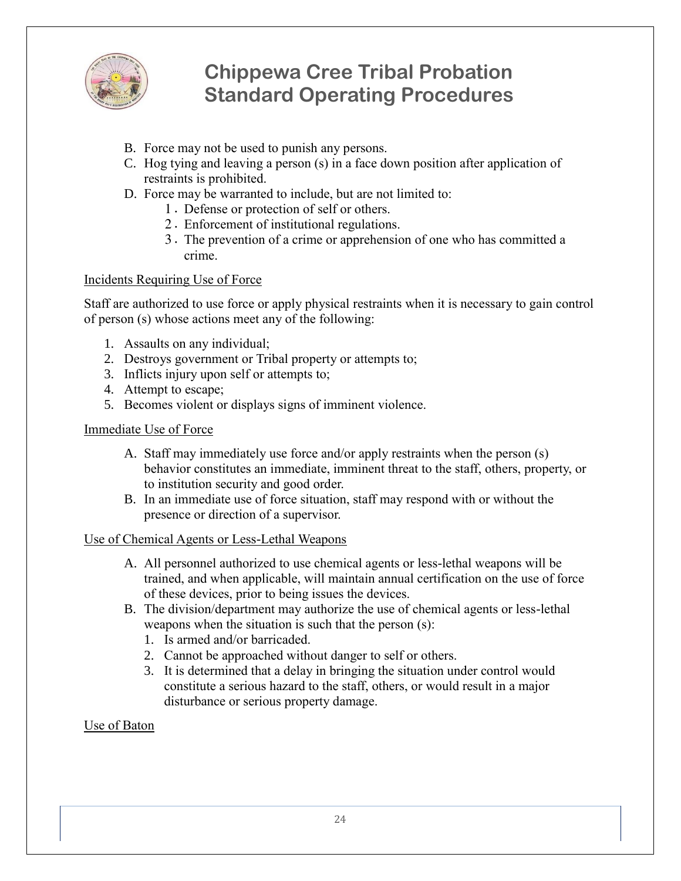B. Force may not be used to punish any persons.

C. Hog tying and leaving a person (s) in a face down position after application of restraints is prohibited.

D. Force may be warranted to include, but are not limited to:

   1. Defense or protection of self or others.
   2. Enforcement of institutional regulations.
   3. The prevention of a crime or apprehension of one who has committed a crime.

<u>Incidents Requiring Use of Force</u>

Staff are authorized to use force or apply physical restraints when it is necessary to gain control of person (s) whose actions meet any of the following:

1. Assaults on any individual;
2. Destroys government or Tribal property or attempts to;
3. Inflicts injury upon self or attempts to;
4. Attempt to escape;
5. Becomes violent or displays signs of imminent violence.

<u>Immediate Use of Force</u>

A. Staff may immediately use force and/or apply restraints when the person (s) behavior constitutes an immediate, imminent threat to the staff, others, property, or to institution security and good order.

B. In an immediate use of force situation, staff may respond with or without the presence or direction of a supervisor.

<u>Use of Chemical Agents or Less-Lethal Weapons</u>

A. All personnel authorized to use chemical agents or less-lethal weapons will be trained, and when applicable, will maintain annual certification on the use of force of these devices, prior to being issues the devices.

B. The division/department may authorize the use of chemical agents or less-lethal weapons when the situation is such that the person (s):

   1. Is armed and/or barricaded.
   2. Cannot be approached without danger to self or others.
   3. It is determined that a delay in bringing the situation under control would constitute a serious hazard to the staff, others, or would result in a major disturbance or serious property damage.

<u>Use of Baton</u>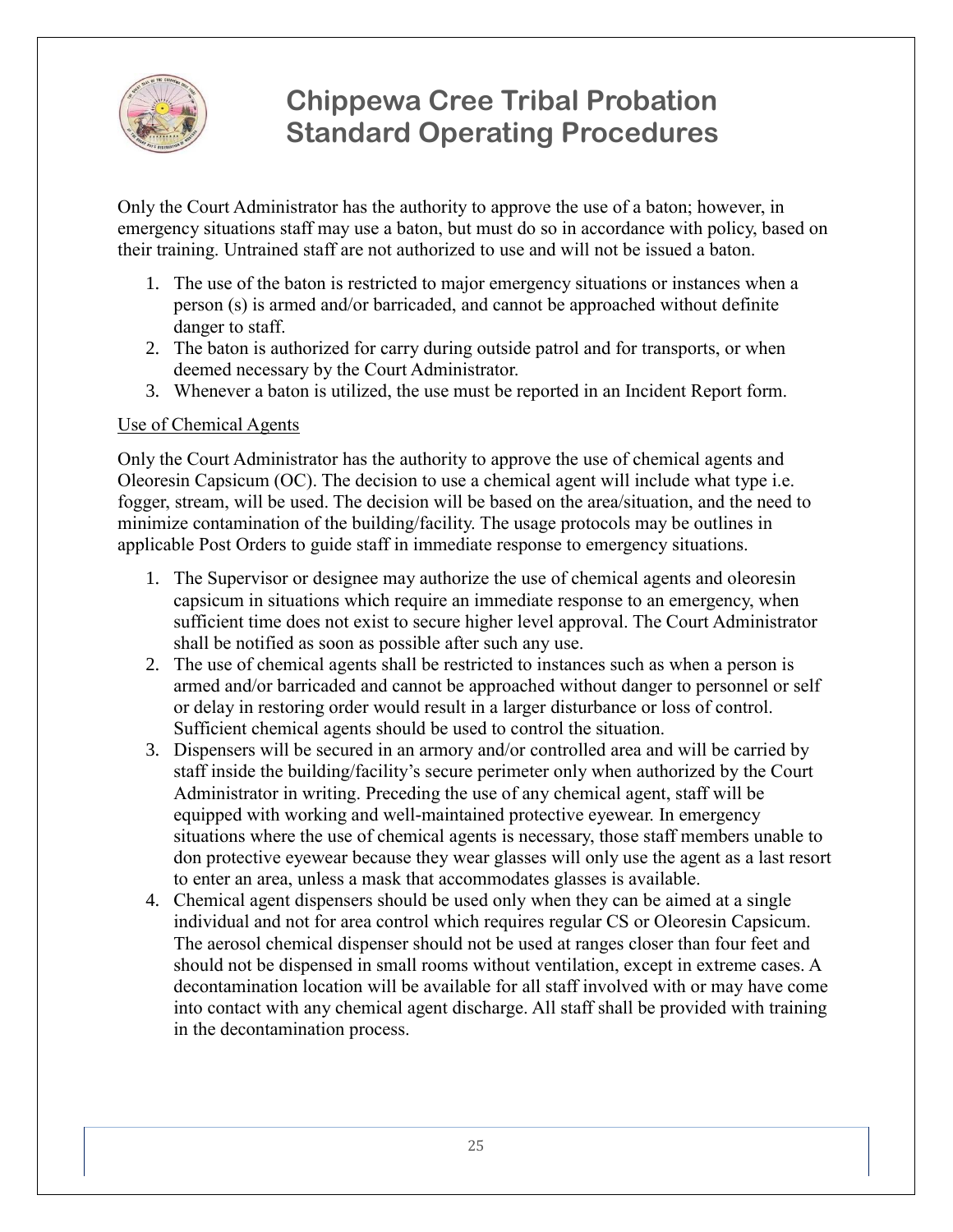Only the Court Administrator has the authority to approve the use of a baton; however, in emergency situations staff may use a baton, but must do so in accordance with policy, based on their training. Untrained staff are not authorized to use and will not be issued a baton.

1. The use of the baton is restricted to major emergency situations or instances when a person (s) is armed and/or barricaded, and cannot be approached without definite danger to staff.
2. The baton is authorized for carry during outside patrol and for transports, or when deemed necessary by the Court Administrator.
3. Whenever a baton is utilized, the use must be reported in an Incident Report form.

<u>Use of Chemical Agents</u>

Only the Court Administrator has the authority to approve the use of chemical agents and Oleoresin Capsicum (OC). The decision to use a chemical agent will include what type i.e. fogger, stream, will be used. The decision will be based on the area/situation, and the need to minimize contamination of the building/facility. The usage protocols may be outlines in applicable Post Orders to guide staff in immediate response to emergency situations.

1. The Supervisor or designee may authorize the use of chemical agents and oleoresin capsicum in situations which require an immediate response to an emergency, when sufficient time does not exist to secure higher level approval. The Court Administrator shall be notified as soon as possible after such any use.
2. The use of chemical agents shall be restricted to instances such as when a person is armed and/or barricaded and cannot be approached without danger to personnel or self or delay in restoring order would result in a larger disturbance or loss of control. Sufficient chemical agents should be used to control the situation.
3. Dispensers will be secured in an armory and/or controlled area and will be carried by staff inside the building/facility's secure perimeter only when authorized by the Court Administrator in writing. Preceding the use of any chemical agent, staff will be equipped with working and well-maintained protective eyewear. In emergency situations where the use of chemical agents is necessary, those staff members unable to don protective eyewear because they wear glasses will only use the agent as a last resort to enter an area, unless a mask that accommodates glasses is available.
4. Chemical agent dispensers should be used only when they can be aimed at a single individual and not for area control which requires regular CS or Oleoresin Capsicum. The aerosol chemical dispenser should not be used at ranges closer than four feet and should not be dispensed in small rooms without ventilation, except in extreme cases. A decontamination location will be available for all staff involved with or may have come into contact with any chemical agent discharge. All staff shall be provided with training in the decontamination process.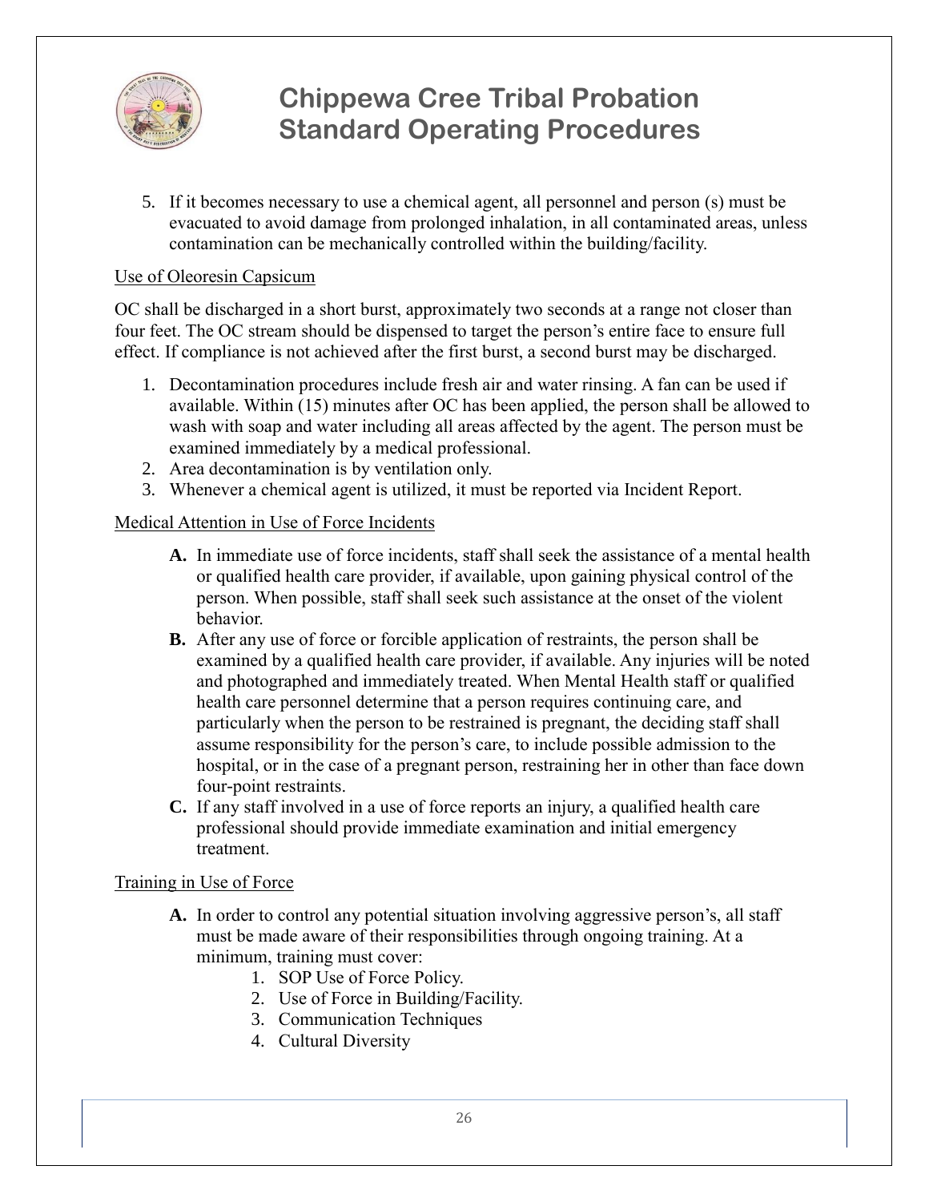5. If it becomes necessary to use a chemical agent, all personnel and person (s) must be evacuated to avoid damage from prolonged inhalation, in all contaminated areas, unless contamination can be mechanically controlled within the building/facility.

Use of Oleoresin Capsicum

OC shall be discharged in a short burst, approximately two seconds at a range not closer than four feet. The OC stream should be dispensed to target the person's entire face to ensure full effect. If compliance is not achieved after the first burst, a second burst may be discharged.

1. Decontamination procedures include fresh air and water rinsing. A fan can be used if available. Within (15) minutes after OC has been applied, the person shall be allowed to wash with soap and water including all areas affected by the agent. The person must be examined immediately by a medical professional.
2. Area decontamination is by ventilation only.
3. Whenever a chemical agent is utilized, it must be reported via Incident Report.

Medical Attention in Use of Force Incidents

- **A.** In immediate use of force incidents, staff shall seek the assistance of a mental health or qualified health care provider, if available, upon gaining physical control of the person. When possible, staff shall seek such assistance at the onset of the violent behavior.
- **B.** After any use of force or forcible application of restraints, the person shall be examined by a qualified health care provider, if available. Any injuries will be noted and photographed and immediately treated. When Mental Health staff or qualified health care personnel determine that a person requires continuing care, and particularly when the person to be restrained is pregnant, the deciding staff shall assume responsibility for the person's care, to include possible admission to the hospital, or in the case of a pregnant person, restraining her in other than face down four-point restraints.
- **C.** If any staff involved in a use of force reports an injury, a qualified health care professional should provide immediate examination and initial emergency treatment.

Training in Use of Force

- **A.** In order to control any potential situation involving aggressive person's, all staff must be made aware of their responsibilities through ongoing training. At a minimum, training must cover:
  1. SOP Use of Force Policy.
  2. Use of Force in Building/Facility.
  3. Communication Techniques
  4. Cultural Diversity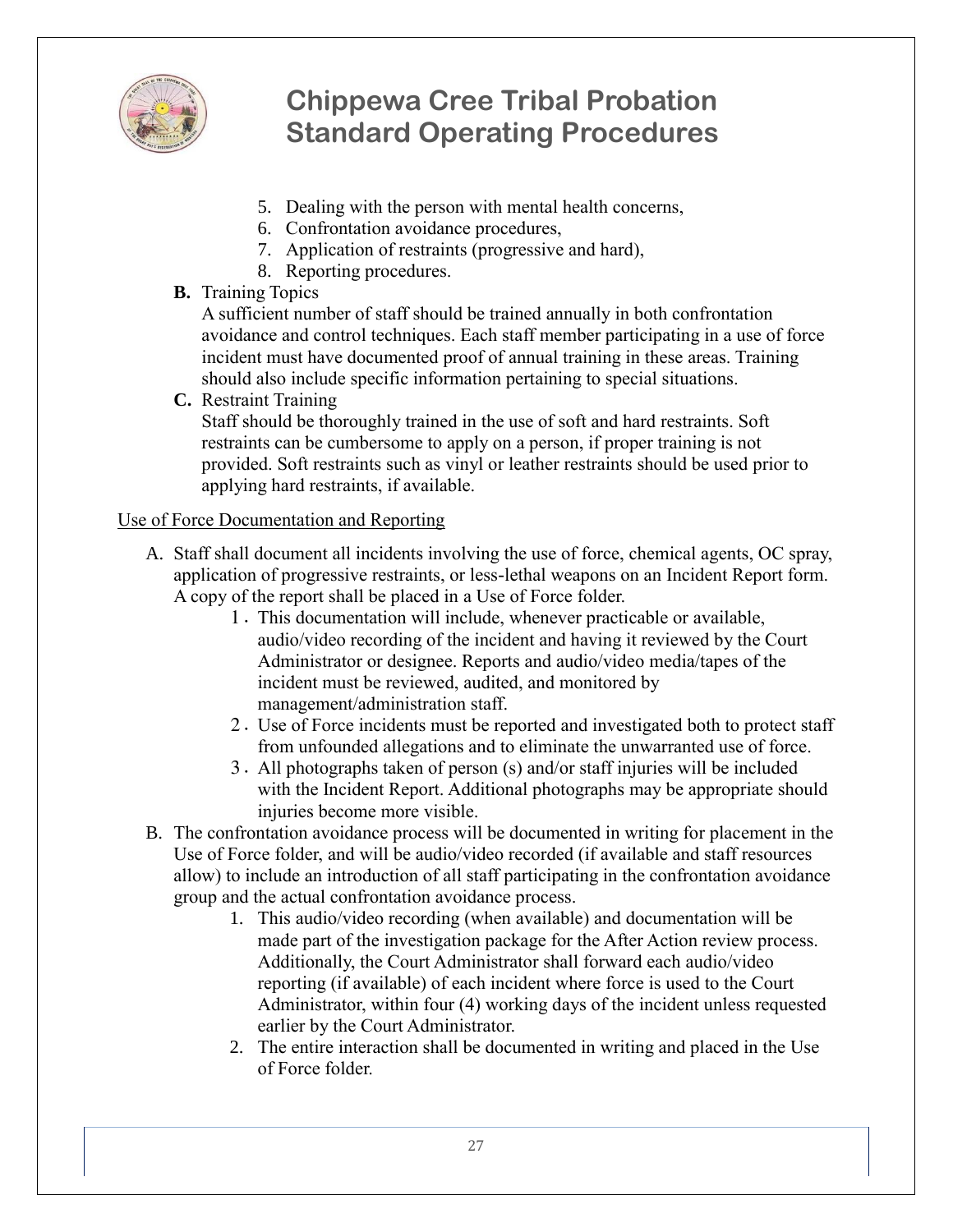5. Dealing with the person with mental health concerns,
6. Confrontation avoidance procedures,
7. Application of restraints (progressive and hard),
8. Reporting procedures.

**B.** Training Topics

A sufficient number of staff should be trained annually in both confrontation avoidance and control techniques. Each staff member participating in a use of force incident must have documented proof of annual training in these areas. Training should also include specific information pertaining to special situations.

**C.** Restraint Training

Staff should be thoroughly trained in the use of soft and hard restraints. Soft restraints can be cumbersome to apply on a person, if proper training is not provided. Soft restraints such as vinyl or leather restraints should be used prior to applying hard restraints, if available.

Use of Force Documentation and Reporting

A. Staff shall document all incidents involving the use of force, chemical agents, OC spray, application of progressive restraints, or less-lethal weapons on an Incident Report form. A copy of the report shall be placed in a Use of Force folder.
   1. This documentation will include, whenever practicable or available, audio/video recording of the incident and having it reviewed by the Court Administrator or designee. Reports and audio/video media/tapes of the incident must be reviewed, audited, and monitored by management/administration staff.
   2. Use of Force incidents must be reported and investigated both to protect staff from unfounded allegations and to eliminate the unwarranted use of force.
   3. All photographs taken of person (s) and/or staff injuries will be included with the Incident Report. Additional photographs may be appropriate should injuries become more visible.

B. The confrontation avoidance process will be documented in writing for placement in the Use of Force folder, and will be audio/video recorded (if available and staff resources allow) to include an introduction of all staff participating in the confrontation avoidance group and the actual confrontation avoidance process.
   1. This audio/video recording (when available) and documentation will be made part of the investigation package for the After Action review process. Additionally, the Court Administrator shall forward each audio/video reporting (if available) of each incident where force is used to the Court Administrator, within four (4) working days of the incident unless requested earlier by the Court Administrator.
   2. The entire interaction shall be documented in writing and placed in the Use of Force folder.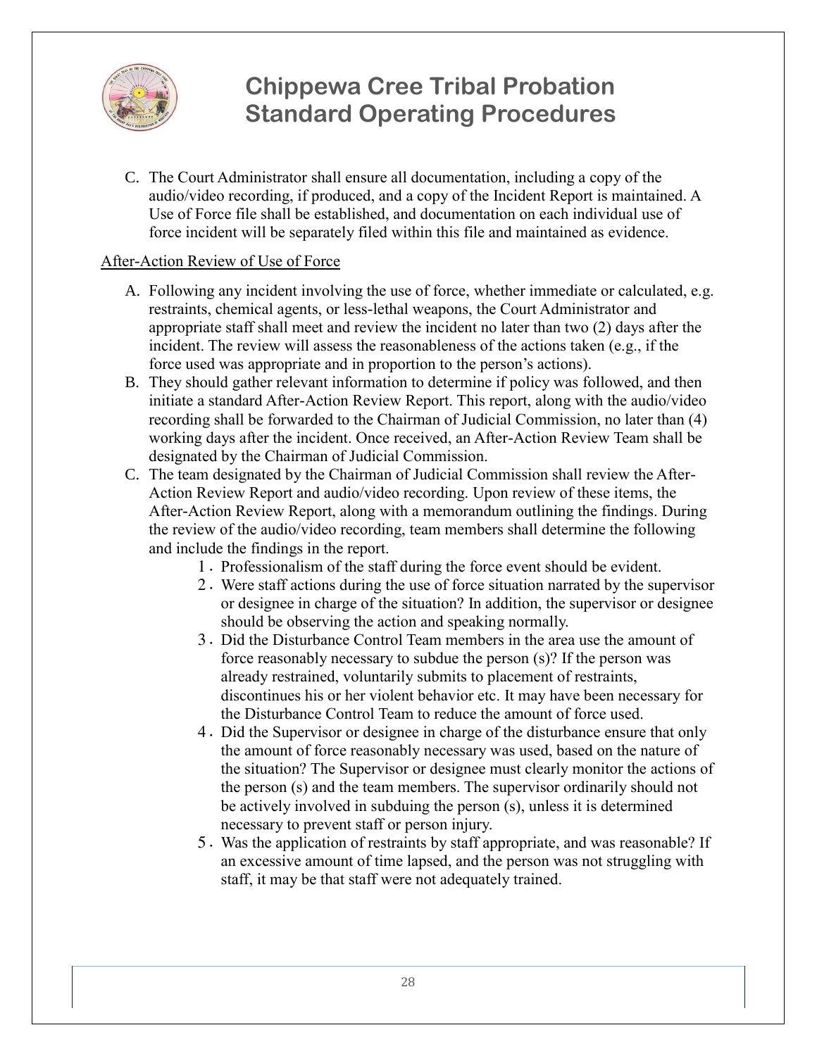C. The Court Administrator shall ensure all documentation, including a copy of the audio/video recording, if produced, and a copy of the Incident Report is maintained. A Use of Force file shall be established, and documentation on each individual use of force incident will be separately filed within this file and maintained as evidence.

<u>After-Action Review of Use of Force</u>

A. Following any incident involving the use of force, whether immediate or calculated, e.g. restraints, chemical agents, or less-lethal weapons, the Court Administrator and appropriate staff shall meet and review the incident no later than two (2) days after the incident. The review will assess the reasonableness of the actions taken (e.g., if the force used was appropriate and in proportion to the person's actions).

B. They should gather relevant information to determine if policy was followed, and then initiate a standard After-Action Review Report. This report, along with the audio/video recording shall be forwarded to the Chairman of Judicial Commission, no later than (4) working days after the incident. Once received, an After-Action Review Team shall be designated by the Chairman of Judicial Commission.

C. The team designated by the Chairman of Judicial Commission shall review the After-Action Review Report and audio/video recording. Upon review of these items, the After-Action Review Report, along with a memorandum outlining the findings. During the review of the audio/video recording, team members shall determine the following and include the findings in the report.

   1. Professionalism of the staff during the force event should be evident.
   2. Were staff actions during the use of force situation narrated by the supervisor or designee in charge of the situation? In addition, the supervisor or designee should be observing the action and speaking normally.
   3. Did the Disturbance Control Team members in the area use the amount of force reasonably necessary to subdue the person (s)? If the person was already restrained, voluntarily submits to placement of restraints, discontinues his or her violent behavior etc. It may have been necessary for the Disturbance Control Team to reduce the amount of force used.
   4. Did the Supervisor or designee in charge of the disturbance ensure that only the amount of force reasonably necessary was used, based on the nature of the situation? The Supervisor or designee must clearly monitor the actions of the person (s) and the team members. The supervisor ordinarily should not be actively involved in subduing the person (s), unless it is determined necessary to prevent staff or person injury.
   5. Was the application of restraints by staff appropriate, and was reasonable? If an excessive amount of time lapsed, and the person was not struggling with staff, it may be that staff were not adequately trained.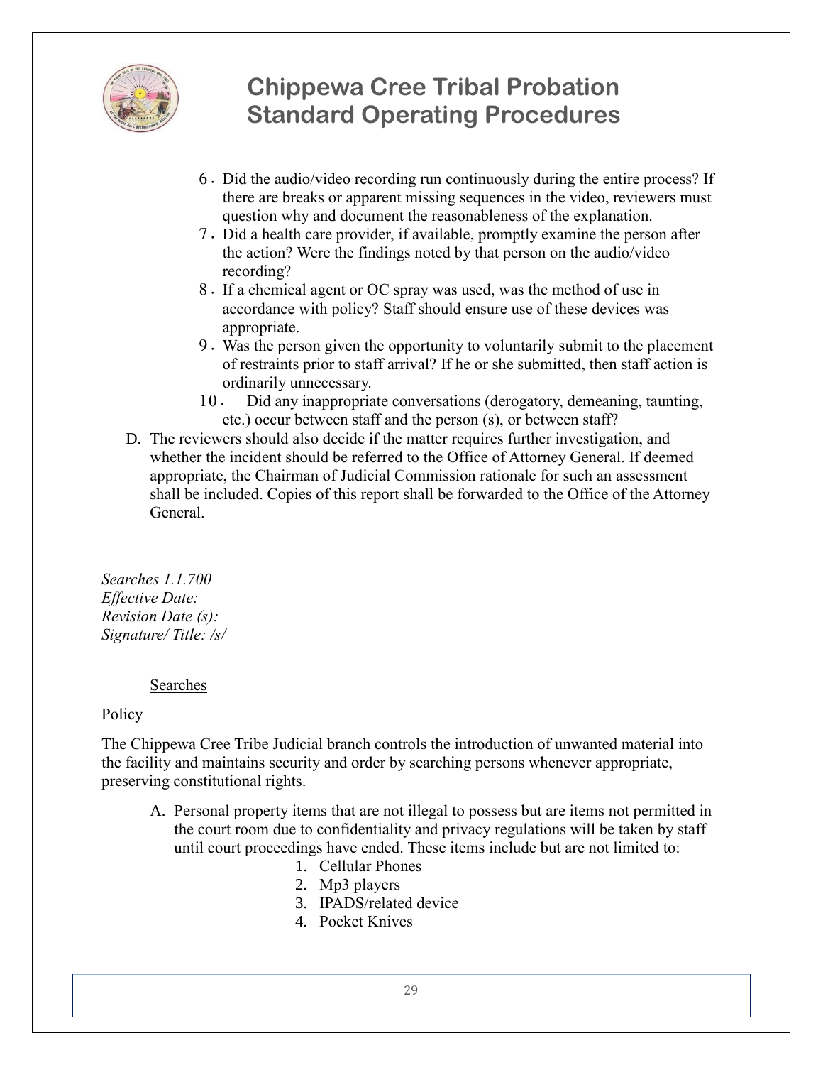6. Did the audio/video recording run continuously during the entire process? If there are breaks or apparent missing sequences in the video, reviewers must question why and document the reasonableness of the explanation.
7. Did a health care provider, if available, promptly examine the person after the action? Were the findings noted by that person on the audio/video recording?
8. If a chemical agent or OC spray was used, was the method of use in accordance with policy? Staff should ensure use of these devices was appropriate.
9. Was the person given the opportunity to voluntarily submit to the placement of restraints prior to staff arrival? If he or she submitted, then staff action is ordinarily unnecessary.
10. Did any inappropriate conversations (derogatory, demeaning, taunting, etc.) occur between staff and the person (s), or between staff?

D. The reviewers should also decide if the matter requires further investigation, and whether the incident should be referred to the Office of Attorney General. If deemed appropriate, the Chairman of Judicial Commission rationale for such an assessment shall be included. Copies of this report shall be forwarded to the Office of the Attorney General.

*Searches 1.1.700*
*Effective Date:*
*Revision Date (s):*
*Signature/ Title: /s/*

Searches

Policy

The Chippewa Cree Tribe Judicial branch controls the introduction of unwanted material into the facility and maintains security and order by searching persons whenever appropriate, preserving constitutional rights.

A. Personal property items that are not illegal to possess but are items not permitted in the court room due to confidentiality and privacy regulations will be taken by staff until court proceedings have ended. These items include but are not limited to:
    1. Cellular Phones
    2. Mp3 players
    3. IPADS/related device
    4. Pocket Knives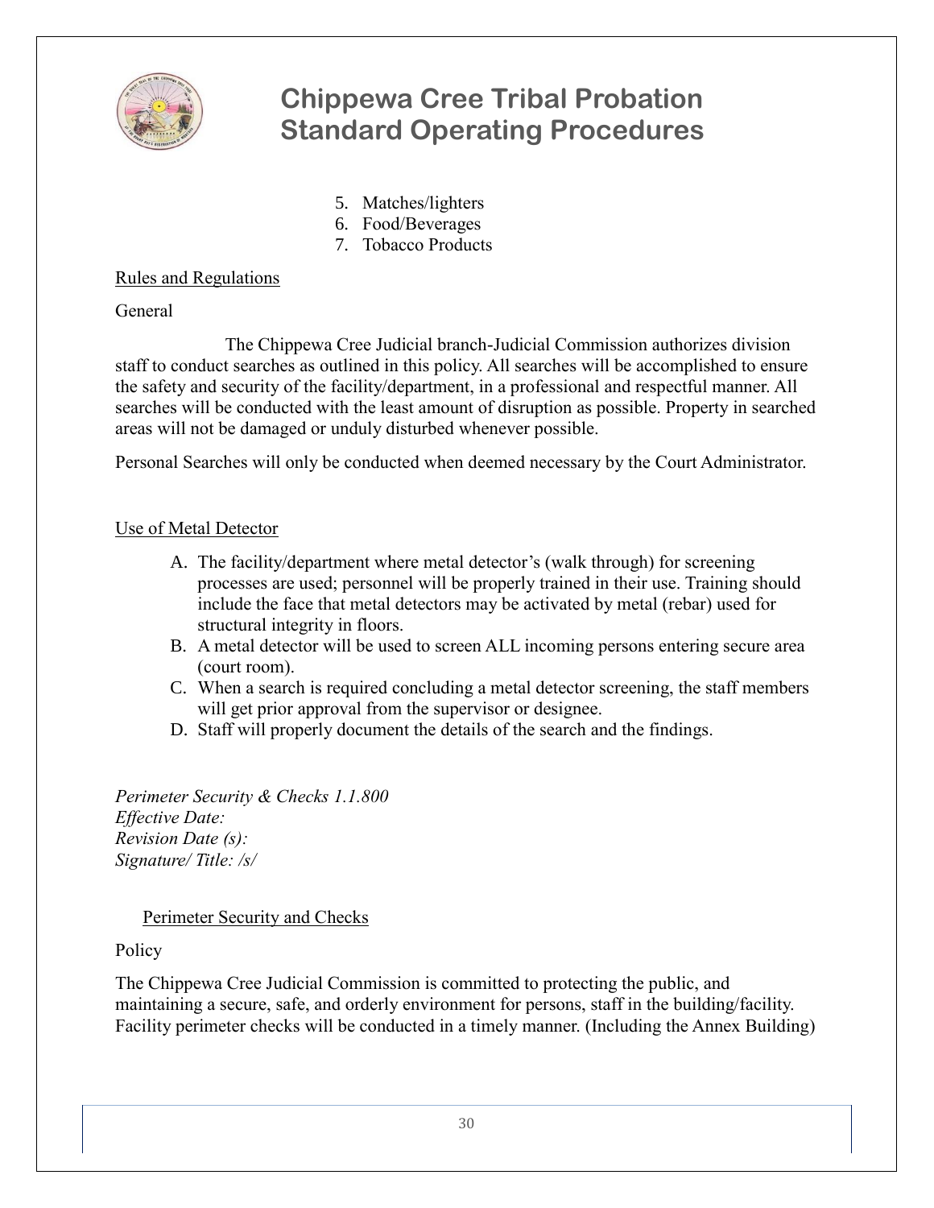5. Matches/lighters
6. Food/Beverages
7. Tobacco Products

<u>Rules and Regulations</u>

General

The Chippewa Cree Judicial branch-Judicial Commission authorizes division staff to conduct searches as outlined in this policy. All searches will be accomplished to ensure the safety and security of the facility/department, in a professional and respectful manner. All searches will be conducted with the least amount of disruption as possible. Property in searched areas will not be damaged or unduly disturbed whenever possible.

Personal Searches will only be conducted when deemed necessary by the Court Administrator.

<u>Use of Metal Detector</u>

A. The facility/department where metal detector's (walk through) for screening processes are used; personnel will be properly trained in their use. Training should include the face that metal detectors may be activated by metal (rebar) used for structural integrity in floors.
B. A metal detector will be used to screen ALL incoming persons entering secure area (court room).
C. When a search is required concluding a metal detector screening, the staff members will get prior approval from the supervisor or designee.
D. Staff will properly document the details of the search and the findings.

*Perimeter Security & Checks 1.1.800*
*Effective Date:*
*Revision Date (s):*
*Signature/ Title: /s/*

<u>Perimeter Security and Checks</u>

Policy

The Chippewa Cree Judicial Commission is committed to protecting the public, and maintaining a secure, safe, and orderly environment for persons, staff in the building/facility. Facility perimeter checks will be conducted in a timely manner. (Including the Annex Building)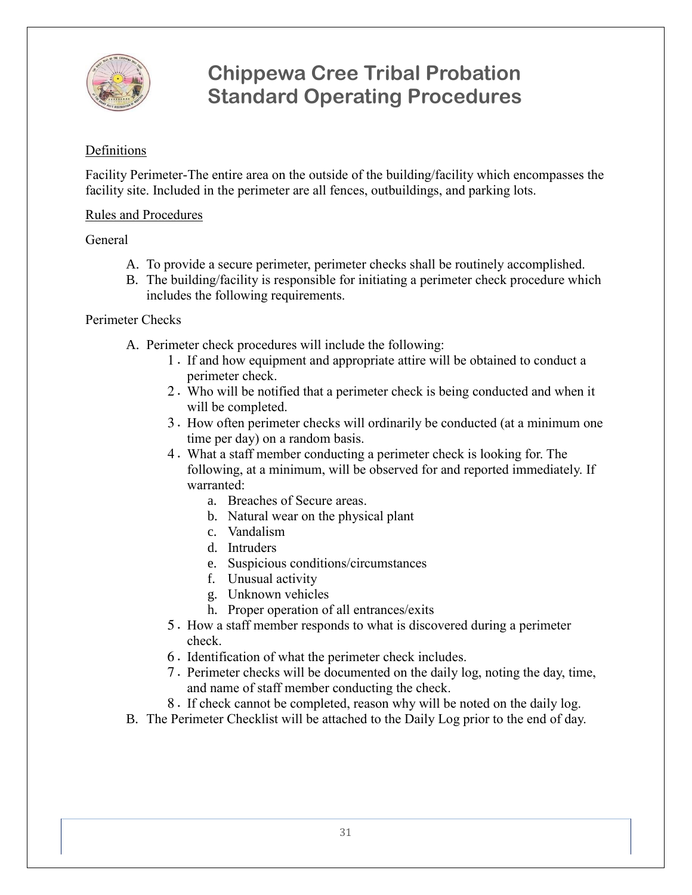# Chippewa Cree Tribal Probation Standard Operating Procedures

Definitions

Facility Perimeter-The entire area on the outside of the building/facility which encompasses the facility site. Included in the perimeter are all fences, outbuildings, and parking lots.

Rules and Procedures

General

A. To provide a secure perimeter, perimeter checks shall be routinely accomplished.
B. The building/facility is responsible for initiating a perimeter check procedure which includes the following requirements.

Perimeter Checks

A. Perimeter check procedures will include the following:
   1. If and how equipment and appropriate attire will be obtained to conduct a perimeter check.
   2. Who will be notified that a perimeter check is being conducted and when it will be completed.
   3. How often perimeter checks will ordinarily be conducted (at a minimum one time per day) on a random basis.
   4. What a staff member conducting a perimeter check is looking for. The following, at a minimum, will be observed for and reported immediately. If warranted:
      a. Breaches of Secure areas.
      b. Natural wear on the physical plant
      c. Vandalism
      d. Intruders
      e. Suspicious conditions/circumstances
      f. Unusual activity
      g. Unknown vehicles
      h. Proper operation of all entrances/exits
   5. How a staff member responds to what is discovered during a perimeter check.
   6. Identification of what the perimeter check includes.
   7. Perimeter checks will be documented on the daily log, noting the day, time, and name of staff member conducting the check.
   8. If check cannot be completed, reason why will be noted on the daily log.
B. The Perimeter Checklist will be attached to the Daily Log prior to the end of day.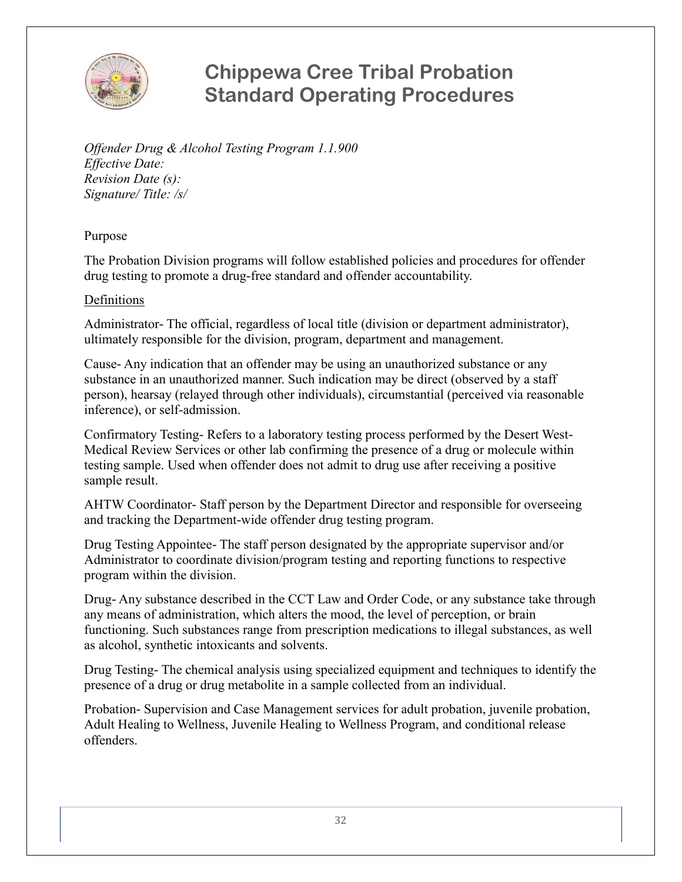# Chippewa Cree Tribal Probation Standard Operating Procedures

*Offender Drug & Alcohol Testing Program 1.1.900*
*Effective Date:*
*Revision Date (s):*
*Signature/ Title: /s/*

Purpose

The Probation Division programs will follow established policies and procedures for offender drug testing to promote a drug-free standard and offender accountability.

Definitions

Administrator- The official, regardless of local title (division or department administrator), ultimately responsible for the division, program, department and management.

Cause- Any indication that an offender may be using an unauthorized substance or any substance in an unauthorized manner. Such indication may be direct (observed by a staff person), hearsay (relayed through other individuals), circumstantial (perceived via reasonable inference), or self-admission.

Confirmatory Testing- Refers to a laboratory testing process performed by the Desert West-Medical Review Services or other lab confirming the presence of a drug or molecule within testing sample. Used when offender does not admit to drug use after receiving a positive sample result.

AHTW Coordinator- Staff person by the Department Director and responsible for overseeing and tracking the Department-wide offender drug testing program.

Drug Testing Appointee- The staff person designated by the appropriate supervisor and/or Administrator to coordinate division/program testing and reporting functions to respective program within the division.

Drug- Any substance described in the CCT Law and Order Code, or any substance take through any means of administration, which alters the mood, the level of perception, or brain functioning. Such substances range from prescription medications to illegal substances, as well as alcohol, synthetic intoxicants and solvents.

Drug Testing- The chemical analysis using specialized equipment and techniques to identify the presence of a drug or drug metabolite in a sample collected from an individual.

Probation- Supervision and Case Management services for adult probation, juvenile probation, Adult Healing to Wellness, Juvenile Healing to Wellness Program, and conditional release offenders.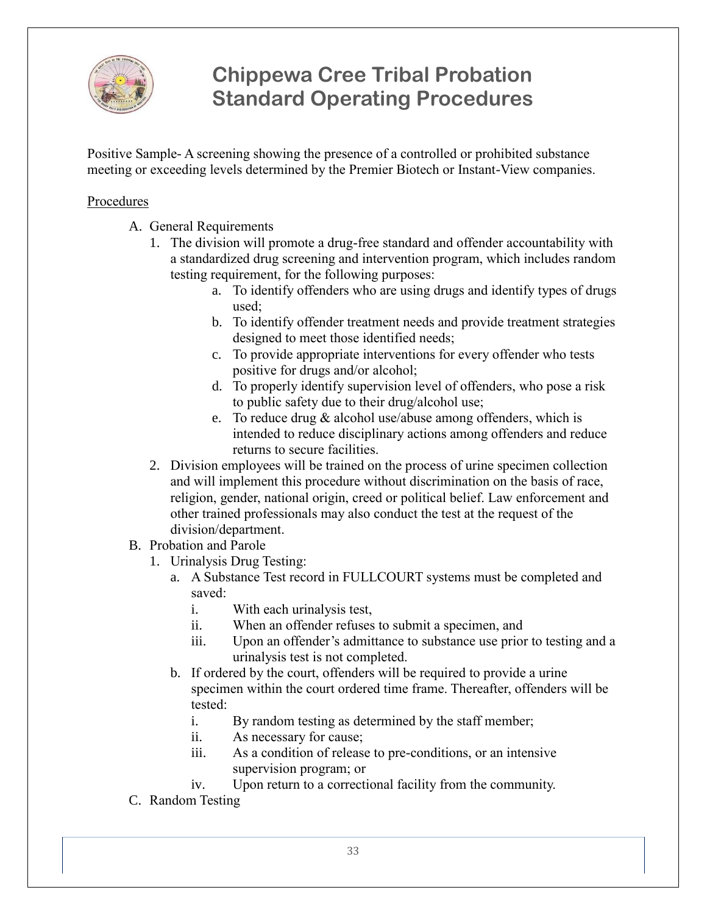Positive Sample- A screening showing the presence of a controlled or prohibited substance meeting or exceeding levels determined by the Premier Biotech or Instant-View companies.

Procedures

A. General Requirements
   1. The division will promote a drug-free standard and offender accountability with a standardized drug screening and intervention program, which includes random testing requirement, for the following purposes:
      a. To identify offenders who are using drugs and identify types of drugs used;
      b. To identify offender treatment needs and provide treatment strategies designed to meet those identified needs;
      c. To provide appropriate interventions for every offender who tests positive for drugs and/or alcohol;
      d. To properly identify supervision level of offenders, who pose a risk to public safety due to their drug/alcohol use;
      e. To reduce drug & alcohol use/abuse among offenders, which is intended to reduce disciplinary actions among offenders and reduce returns to secure facilities.
   2. Division employees will be trained on the process of urine specimen collection and will implement this procedure without discrimination on the basis of race, religion, gender, national origin, creed or political belief. Law enforcement and other trained professionals may also conduct the test at the request of the division/department.
B. Probation and Parole
   1. Urinalysis Drug Testing:
      a. A Substance Test record in FULLCOURT systems must be completed and saved:
         i. With each urinalysis test,
         ii. When an offender refuses to submit a specimen, and
         iii. Upon an offender's admittance to substance use prior to testing and a urinalysis test is not completed.
      b. If ordered by the court, offenders will be required to provide a urine specimen within the court ordered time frame. Thereafter, offenders will be tested:
         i. By random testing as determined by the staff member;
         ii. As necessary for cause;
         iii. As a condition of release to pre-conditions, or an intensive supervision program; or
         iv. Upon return to a correctional facility from the community.
C. Random Testing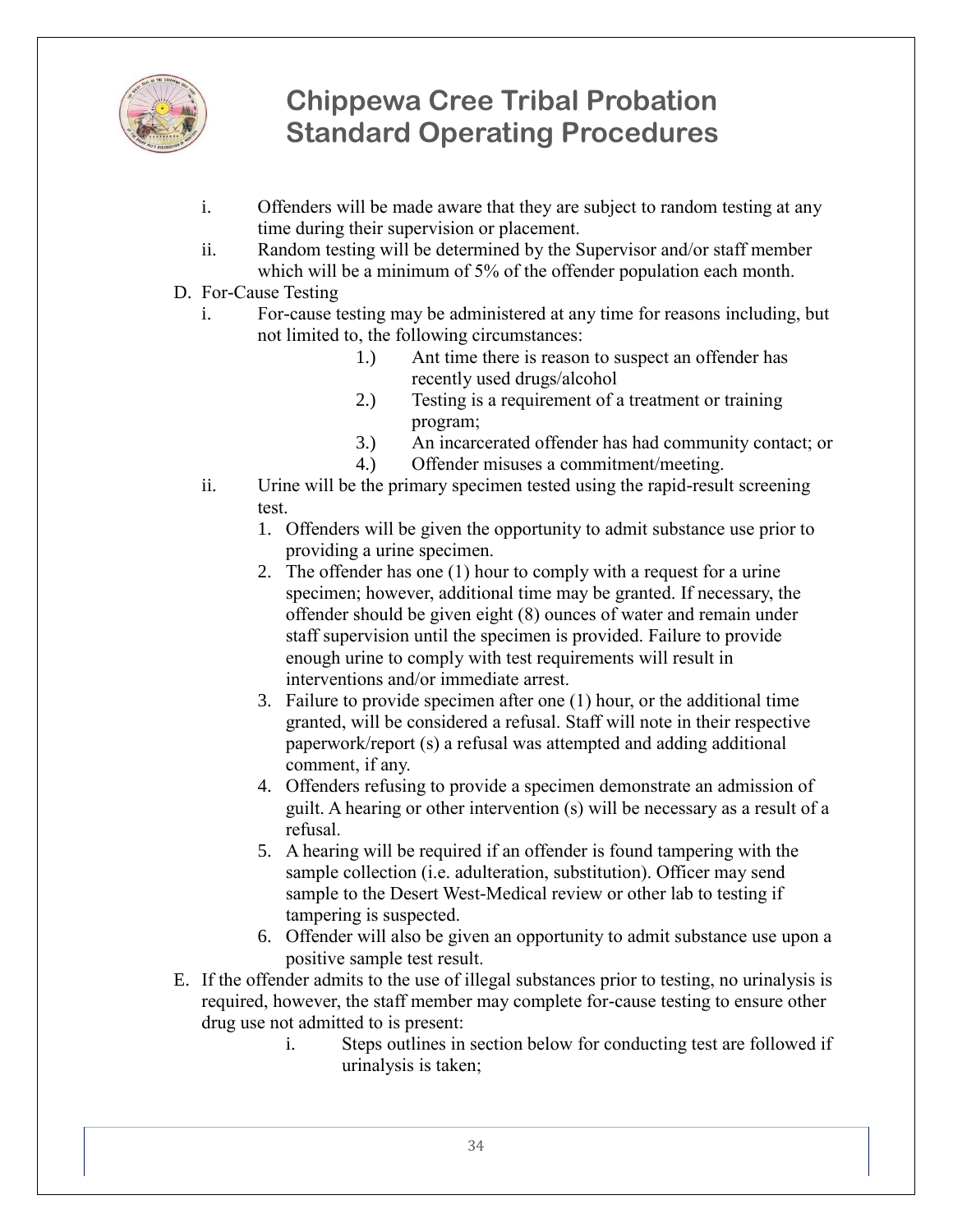i. Offenders will be made aware that they are subject to random testing at any time during their supervision or placement.

ii. Random testing will be determined by the Supervisor and/or staff member which will be a minimum of 5% of the offender population each month.

D. For-Cause Testing

i. For-cause testing may be administered at any time for reasons including, but not limited to, the following circumstances:

1.) Ant time there is reason to suspect an offender has recently used drugs/alcohol

2.) Testing is a requirement of a treatment or training program;

3.) An incarcerated offender has had community contact; or

4.) Offender misuses a commitment/meeting.

ii. Urine will be the primary specimen tested using the rapid-result screening test.

1. Offenders will be given the opportunity to admit substance use prior to providing a urine specimen.
2. The offender has one (1) hour to comply with a request for a urine specimen; however, additional time may be granted. If necessary, the offender should be given eight (8) ounces of water and remain under staff supervision until the specimen is provided. Failure to provide enough urine to comply with test requirements will result in interventions and/or immediate arrest.
3. Failure to provide specimen after one (1) hour, or the additional time granted, will be considered a refusal. Staff will note in their respective paperwork/report (s) a refusal was attempted and adding additional comment, if any.
4. Offenders refusing to provide a specimen demonstrate an admission of guilt. A hearing or other intervention (s) will be necessary as a result of a refusal.
5. A hearing will be required if an offender is found tampering with the sample collection (i.e. adulteration, substitution). Officer may send sample to the Desert West-Medical review or other lab to testing if tampering is suspected.
6. Offender will also be given an opportunity to admit substance use upon a positive sample test result.

E. If the offender admits to the use of illegal substances prior to testing, no urinalysis is required, however, the staff member may complete for-cause testing to ensure other drug use not admitted to is present:

i. Steps outlines in section below for conducting test are followed if urinalysis is taken;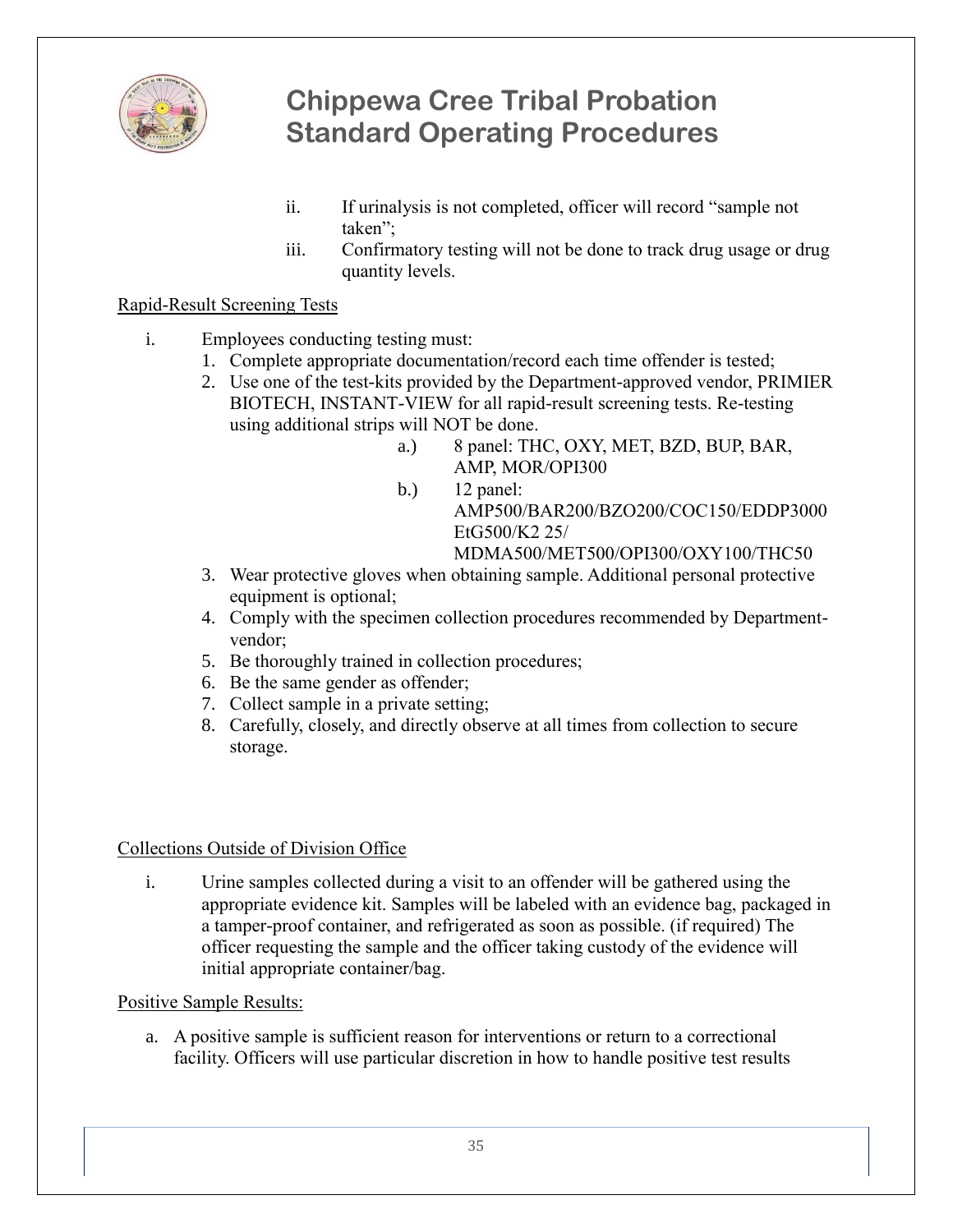ii. If urinalysis is not completed, officer will record "sample not taken";

iii. Confirmatory testing will not be done to track drug usage or drug quantity levels.

Rapid-Result Screening Tests

i. Employees conducting testing must:
   1. Complete appropriate documentation/record each time offender is tested;
   2. Use one of the test-kits provided by the Department-approved vendor, PRIMIER BIOTECH, INSTANT-VIEW for all rapid-result screening tests. Re-testing using additional strips will NOT be done.
      - a.) 8 panel: THC, OXY, MET, BZD, BUP, BAR, AMP, MOR/OPI300
      - b.) 12 panel: AMP500/BAR200/BZO200/COC150/EDDP3000 EtG500/K2 25/ MDMA500/MET500/OPI300/OXY100/THC50
   3. Wear protective gloves when obtaining sample. Additional personal protective equipment is optional;
   4. Comply with the specimen collection procedures recommended by Department-vendor;
   5. Be thoroughly trained in collection procedures;
   6. Be the same gender as offender;
   7. Collect sample in a private setting;
   8. Carefully, closely, and directly observe at all times from collection to secure storage.

Collections Outside of Division Office

i. Urine samples collected during a visit to an offender will be gathered using the appropriate evidence kit. Samples will be labeled with an evidence bag, packaged in a tamper-proof container, and refrigerated as soon as possible. (if required) The officer requesting the sample and the officer taking custody of the evidence will initial appropriate container/bag.

Positive Sample Results:

a. A positive sample is sufficient reason for interventions or return to a correctional facility. Officers will use particular discretion in how to handle positive test results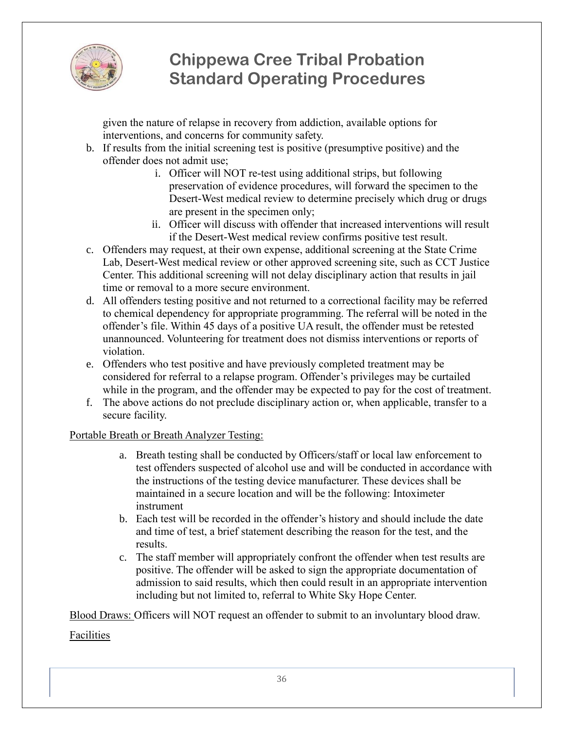given the nature of relapse in recovery from addiction, available options for interventions, and concerns for community safety.

b. If results from the initial screening test is positive (presumptive positive) and the offender does not admit use;
   i. Officer will NOT re-test using additional strips, but following preservation of evidence procedures, will forward the specimen to the Desert-West medical review to determine precisely which drug or drugs are present in the specimen only;
   ii. Officer will discuss with offender that increased interventions will result if the Desert-West medical review confirms positive test result.
c. Offenders may request, at their own expense, additional screening at the State Crime Lab, Desert-West medical review or other approved screening site, such as CCT Justice Center. This additional screening will not delay disciplinary action that results in jail time or removal to a more secure environment.
d. All offenders testing positive and not returned to a correctional facility may be referred to chemical dependency for appropriate programming. The referral will be noted in the offender's file. Within 45 days of a positive UA result, the offender must be retested unannounced. Volunteering for treatment does not dismiss interventions or reports of violation.
e. Offenders who test positive and have previously completed treatment may be considered for referral to a relapse program. Offender's privileges may be curtailed while in the program, and the offender may be expected to pay for the cost of treatment.
f. The above actions do not preclude disciplinary action or, when applicable, transfer to a secure facility.

<u>Portable Breath or Breath Analyzer Testing:</u>

a. Breath testing shall be conducted by Officers/staff or local law enforcement to test offenders suspected of alcohol use and will be conducted in accordance with the instructions of the testing device manufacturer. These devices shall be maintained in a secure location and will be the following: Intoximeter instrument
b. Each test will be recorded in the offender's history and should include the date and time of test, a brief statement describing the reason for the test, and the results.
c. The staff member will appropriately confront the offender when test results are positive. The offender will be asked to sign the appropriate documentation of admission to said results, which then could result in an appropriate intervention including but not limited to, referral to White Sky Hope Center.

<u>Blood Draws:</u> Officers will NOT request an offender to submit to an involuntary blood draw.

<u>Facilities</u>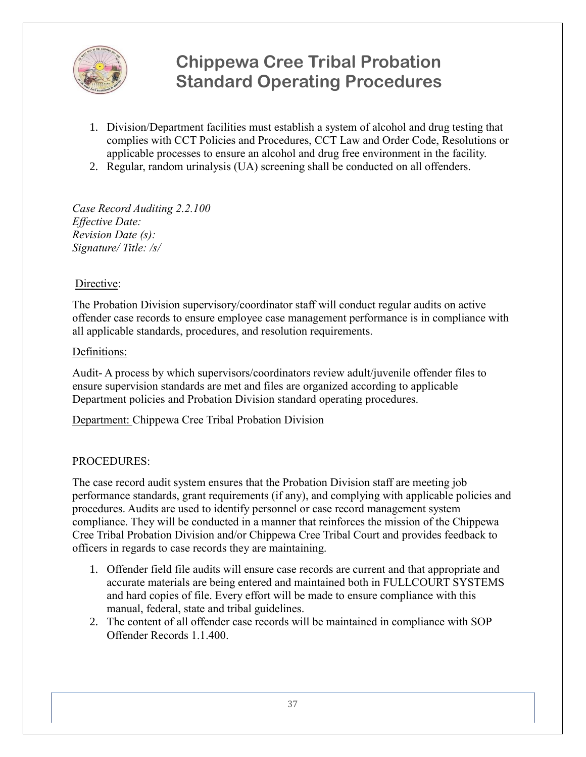1. Division/Department facilities must establish a system of alcohol and drug testing that complies with CCT Policies and Procedures, CCT Law and Order Code, Resolutions or applicable processes to ensure an alcohol and drug free environment in the facility.
2. Regular, random urinalysis (UA) screening shall be conducted on all offenders.

*Case Record Auditing 2.2.100*
*Effective Date:*
*Revision Date (s):*
*Signature/ Title: /s/*

Directive:

The Probation Division supervisory/coordinator staff will conduct regular audits on active offender case records to ensure employee case management performance is in compliance with all applicable standards, procedures, and resolution requirements.

Definitions:

Audit- A process by which supervisors/coordinators review adult/juvenile offender files to ensure supervision standards are met and files are organized according to applicable Department policies and Probation Division standard operating procedures.

Department: Chippewa Cree Tribal Probation Division

PROCEDURES:

The case record audit system ensures that the Probation Division staff are meeting job performance standards, grant requirements (if any), and complying with applicable policies and procedures. Audits are used to identify personnel or case record management system compliance. They will be conducted in a manner that reinforces the mission of the Chippewa Cree Tribal Probation Division and/or Chippewa Cree Tribal Court and provides feedback to officers in regards to case records they are maintaining.

1. Offender field file audits will ensure case records are current and that appropriate and accurate materials are being entered and maintained both in FULLCOURT SYSTEMS and hard copies of file. Every effort will be made to ensure compliance with this manual, federal, state and tribal guidelines.
2. The content of all offender case records will be maintained in compliance with SOP Offender Records 1.1.400.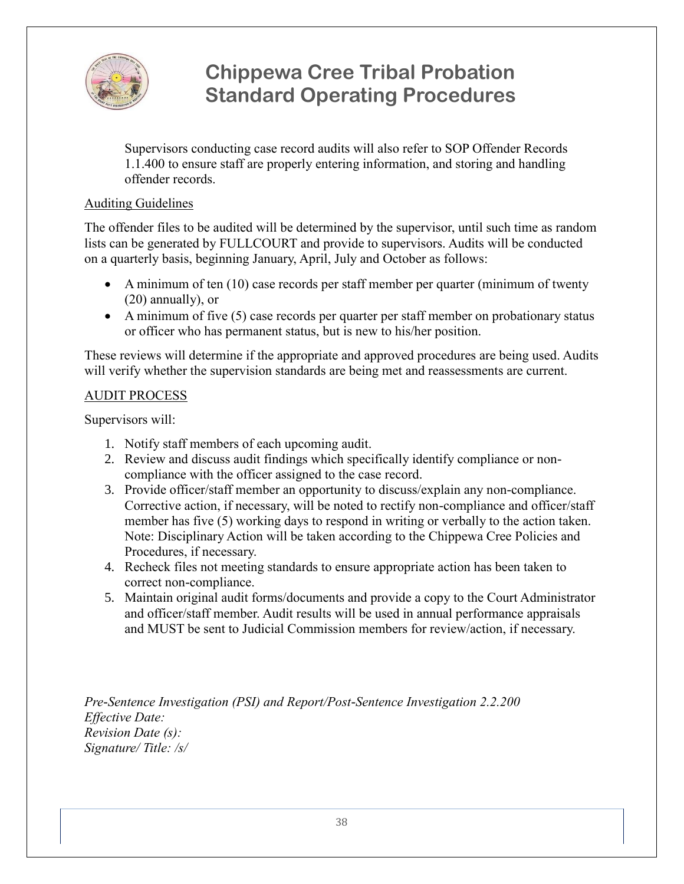Supervisors conducting case record audits will also refer to SOP Offender Records 1.1.400 to ensure staff are properly entering information, and storing and handling offender records.

Auditing Guidelines

The offender files to be audited will be determined by the supervisor, until such time as random lists can be generated by FULLCOURT and provide to supervisors. Audits will be conducted on a quarterly basis, beginning January, April, July and October as follows:

- A minimum of ten (10) case records per staff member per quarter (minimum of twenty (20) annually), or
- A minimum of five (5) case records per quarter per staff member on probationary status or officer who has permanent status, but is new to his/her position.

These reviews will determine if the appropriate and approved procedures are being used. Audits will verify whether the supervision standards are being met and reassessments are current.

AUDIT PROCESS

Supervisors will:

1. Notify staff members of each upcoming audit.
2. Review and discuss audit findings which specifically identify compliance or non-compliance with the officer assigned to the case record.
3. Provide officer/staff member an opportunity to discuss/explain any non-compliance. Corrective action, if necessary, will be noted to rectify non-compliance and officer/staff member has five (5) working days to respond in writing or verbally to the action taken. Note: Disciplinary Action will be taken according to the Chippewa Cree Policies and Procedures, if necessary.
4. Recheck files not meeting standards to ensure appropriate action has been taken to correct non-compliance.
5. Maintain original audit forms/documents and provide a copy to the Court Administrator and officer/staff member. Audit results will be used in annual performance appraisals and MUST be sent to Judicial Commission members for review/action, if necessary.

*Pre-Sentence Investigation (PSI) and Report/Post-Sentence Investigation 2.2.200*
*Effective Date:*
*Revision Date (s):*
*Signature/ Title: /s/*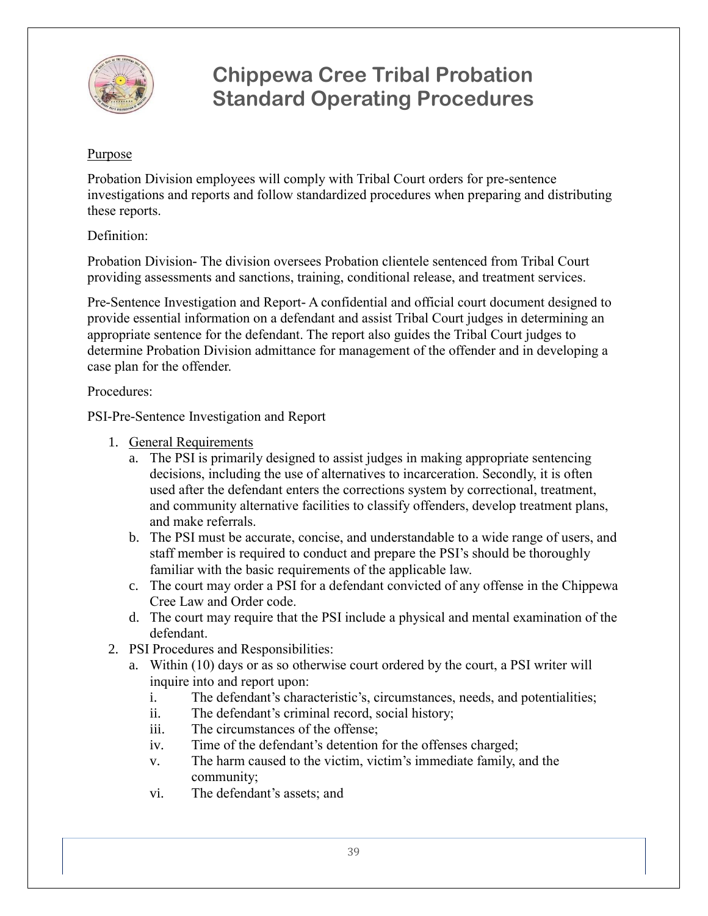# Chippewa Cree Tribal Probation Standard Operating Procedures

Purpose

Probation Division employees will comply with Tribal Court orders for pre-sentence investigations and reports and follow standardized procedures when preparing and distributing these reports.

Definition:

Probation Division- The division oversees Probation clientele sentenced from Tribal Court providing assessments and sanctions, training, conditional release, and treatment services.

Pre-Sentence Investigation and Report- A confidential and official court document designed to provide essential information on a defendant and assist Tribal Court judges in determining an appropriate sentence for the defendant. The report also guides the Tribal Court judges to determine Probation Division admittance for management of the offender and in developing a case plan for the offender.

Procedures:

PSI-Pre-Sentence Investigation and Report

1. General Requirements
   a. The PSI is primarily designed to assist judges in making appropriate sentencing decisions, including the use of alternatives to incarceration. Secondly, it is often used after the defendant enters the corrections system by correctional, treatment, and community alternative facilities to classify offenders, develop treatment plans, and make referrals.
   b. The PSI must be accurate, concise, and understandable to a wide range of users, and staff member is required to conduct and prepare the PSI's should be thoroughly familiar with the basic requirements of the applicable law.
   c. The court may order a PSI for a defendant convicted of any offense in the Chippewa Cree Law and Order code.
   d. The court may require that the PSI include a physical and mental examination of the defendant.
2. PSI Procedures and Responsibilities:
   a. Within (10) days or as so otherwise court ordered by the court, a PSI writer will inquire into and report upon:
      i. The defendant's characteristic's, circumstances, needs, and potentialities;
      ii. The defendant's criminal record, social history;
      iii. The circumstances of the offense;
      iv. Time of the defendant's detention for the offenses charged;
      v. The harm caused to the victim, victim's immediate family, and the community;
      vi. The defendant's assets; and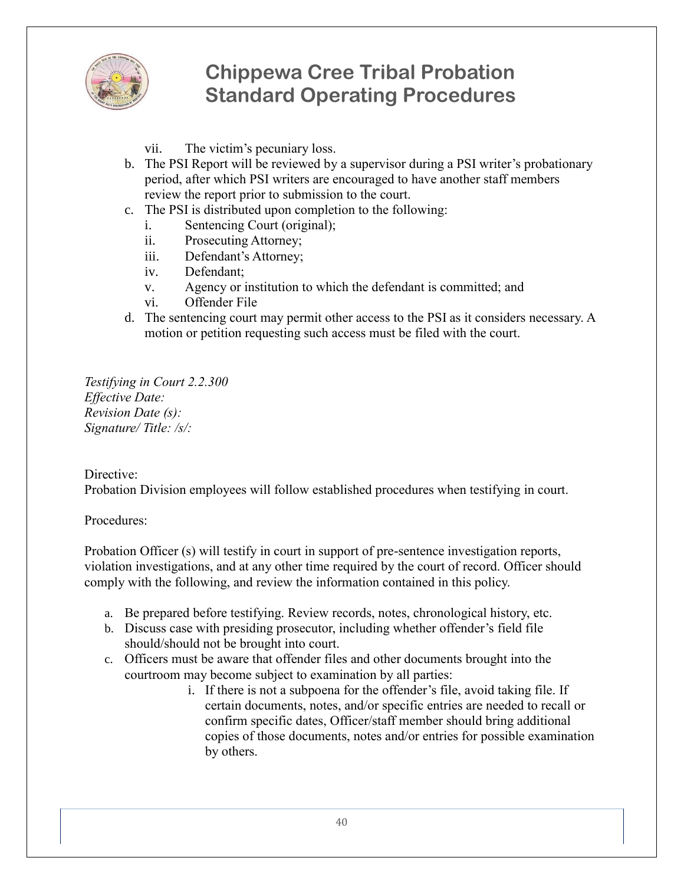vii. The victim's pecuniary loss.

b. The PSI Report will be reviewed by a supervisor during a PSI writer's probationary period, after which PSI writers are encouraged to have another staff members review the report prior to submission to the court.
c. The PSI is distributed upon completion to the following:
   i. Sentencing Court (original);
   ii. Prosecuting Attorney;
   iii. Defendant's Attorney;
   iv. Defendant;
   v. Agency or institution to which the defendant is committed; and
   vi. Offender File
d. The sentencing court may permit other access to the PSI as it considers necessary. A motion or petition requesting such access must be filed with the court.

*Testifying in Court 2.2.300*
*Effective Date:*
*Revision Date (s):*
*Signature/ Title: /s/:*

Directive:
Probation Division employees will follow established procedures when testifying in court.

Procedures:

Probation Officer (s) will testify in court in support of pre-sentence investigation reports, violation investigations, and at any other time required by the court of record. Officer should comply with the following, and review the information contained in this policy.

a. Be prepared before testifying. Review records, notes, chronological history, etc.
b. Discuss case with presiding prosecutor, including whether offender's field file should/should not be brought into court.
c. Officers must be aware that offender files and other documents brought into the courtroom may become subject to examination by all parties:
   i. If there is not a subpoena for the offender's file, avoid taking file. If certain documents, notes, and/or specific entries are needed to recall or confirm specific dates, Officer/staff member should bring additional copies of those documents, notes and/or entries for possible examination by others.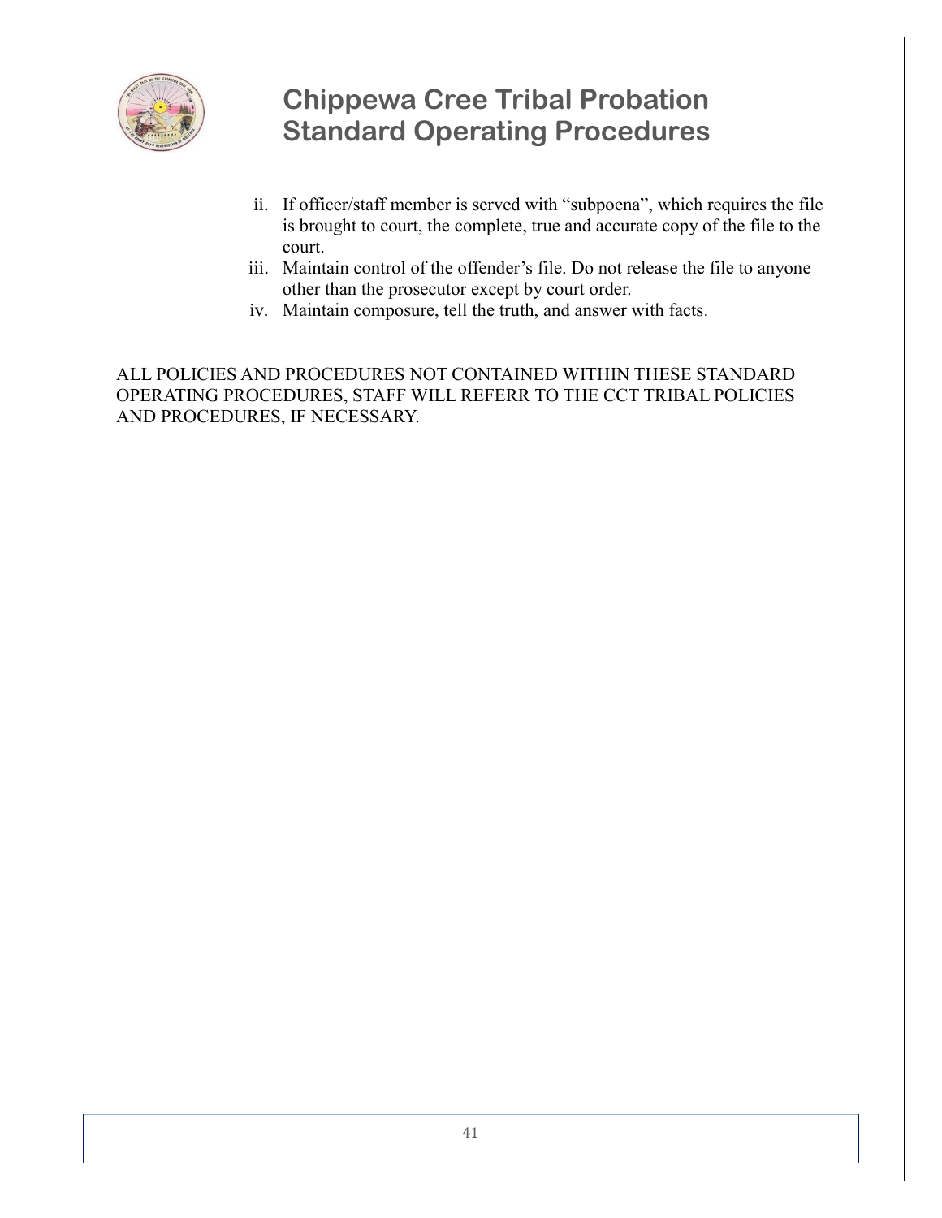ii. If officer/staff member is served with "subpoena", which requires the file is brought to court, the complete, true and accurate copy of the file to the court.
iii. Maintain control of the offender's file. Do not release the file to anyone other than the prosecutor except by court order.
iv. Maintain composure, tell the truth, and answer with facts.

ALL POLICIES AND PROCEDURES NOT CONTAINED WITHIN THESE STANDARD OPERATING PROCEDURES, STAFF WILL REFERR TO THE CCT TRIBAL POLICIES AND PROCEDURES, IF NECESSARY.